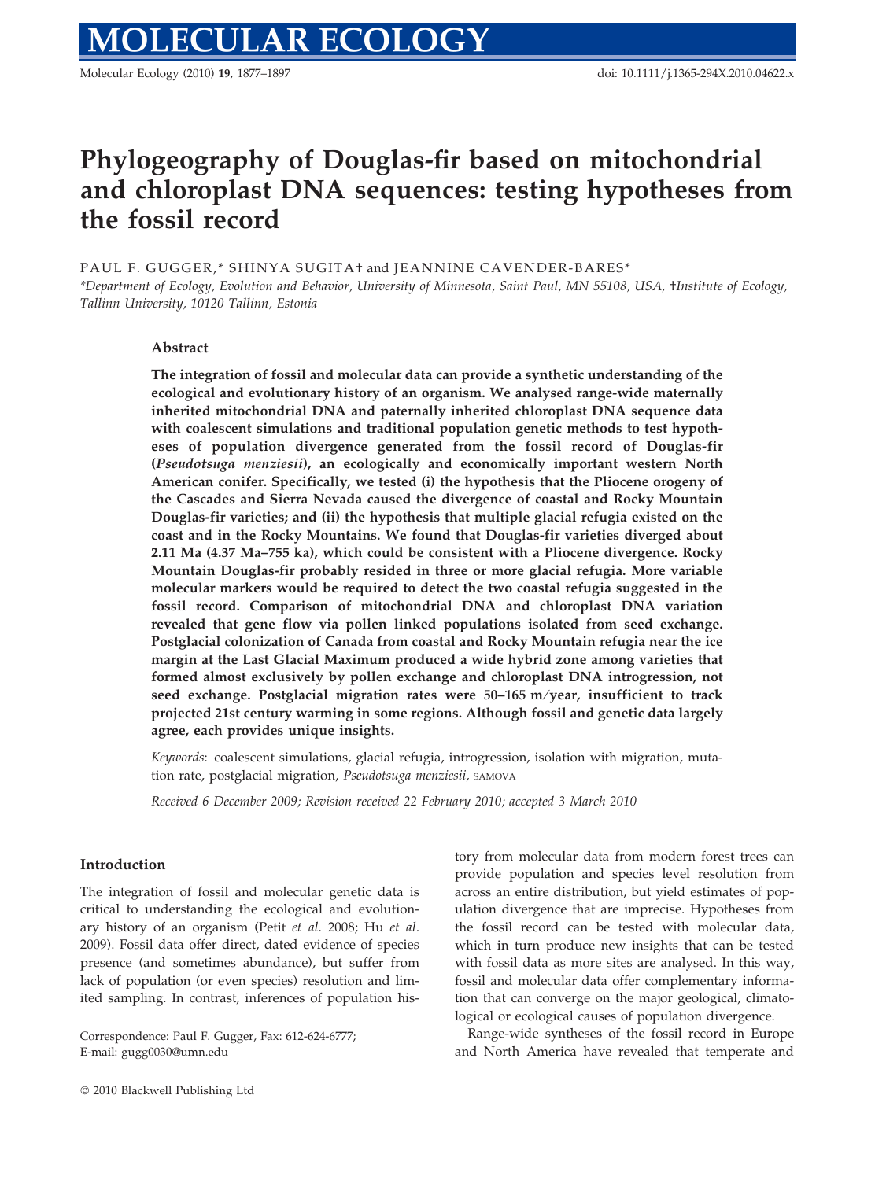# Phylogeography of Douglas-fir based on mitochondrial and chloroplast DNA sequences: testing hypotheses from the fossil record

PAUL F. GUGGER,* SHINYA SUGITA† and JEANNINE CAVENDER-BARES*

*Department of Ecology, Evolution and Behavior, University of Minnesota, Saint Paul, MN 55108, USA, †Institute of Ecology, Tallinn University, 10120 Tallinn, Estonia

## Abstract

**The integration of fossil and molecular data can provide a synthetic understanding of the ecological and evolutionary history of an organism. We analysed range-wide maternally inherited mitochondrial DNA and paternally inherited chloroplast DNA sequence data with coalescent simulations and traditional population genetic methods to test hypotheses of population divergence generated from the fossil record of Douglas-fir (*Pseudotsuga menziesii*), an ecologically and economically important western North American conifer. Specifically, we tested (i) the hypothesis that the Pliocene orogeny of the Cascades and Sierra Nevada caused the divergence of coastal and Rocky Mountain Douglas-fir varieties; and (ii) the hypothesis that multiple glacial refugia existed on the coast and in the Rocky Mountains. We found that Douglas-fir varieties diverged about 2.11 Ma (4.37 Ma–755 ka), which could be consistent with a Pliocene divergence. Rocky Mountain Douglas-fir probably resided in three or more glacial refugia. More variable molecular markers would be required to detect the two coastal refugia suggested in the fossil record. Comparison of mitochondrial DNA and chloroplast DNA variation revealed that gene flow via pollen linked populations isolated from seed exchange. Postglacial colonization of Canada from coastal and Rocky Mountain refugia near the ice margin at the Last Glacial Maximum produced a wide hybrid zone among varieties that formed almost exclusively by pollen exchange and chloroplast DNA introgression, not seed exchange. Postglacial migration rates were 50–165 m/year, insufficient to track projected 21st century warming in some regions. Although fossil and genetic data largely agree, each provides unique insights.**

*Keywords*: coalescent simulations, glacial refugia, introgression, isolation with migration, mutation rate, postglacial migration, *Pseudotsuga menziesii*, SAMOVA

*Received 6 December 2009; Revision received 22 February 2010; accepted 3 March 2010*

## Introduction

The integration of fossil and molecular genetic data is critical to understanding the ecological and evolutionary history of an organism (Petit *et al.* 2008; Hu *et al.* 2009). Fossil data offer direct, dated evidence of species presence (and sometimes abundance), but suffer from lack of population (or even species) resolution and limited sampling. In contrast, inferences of population history from molecular data from modern forest trees can provide population and species level resolution from across an entire distribution, but yield estimates of population divergence that are imprecise. Hypotheses from the fossil record can be tested with molecular data, which in turn produce new insights that can be tested with fossil data as more sites are analysed. In this way, fossil and molecular data offer complementary information that can converge on the major geological, climatological or ecological causes of population divergence.

Range-wide syntheses of the fossil record in Europe and North America have revealed that temperate and

Correspondence: Paul F. Gugger, Fax: 612-624-6777; E-mail: gugg0030@umn.edu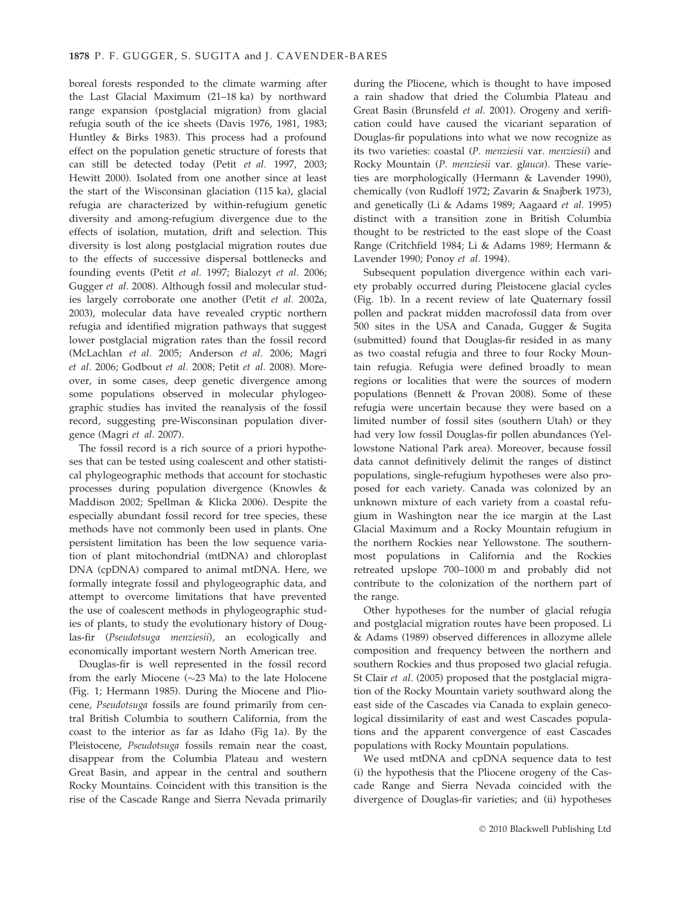boreal forests responded to the climate warming after the Last Glacial Maximum (21–18 ka) by northward range expansion (postglacial migration) from glacial refugia south of the ice sheets (Davis 1976, 1981, 1983; Huntley & Birks 1983). This process had a profound effect on the population genetic structure of forests that can still be detected today (Petit *et al.* 1997, 2003; Hewitt 2000). Isolated from one another since at least the start of the Wisconsinan glaciation (115 ka), glacial refugia are characterized by within-refugium genetic diversity and among-refugium divergence due to the effects of isolation, mutation, drift and selection. This diversity is lost along postglacial migration routes due to the effects of successive dispersal bottlenecks and founding events (Petit *et al.* 1997; Bialozyt *et al.* 2006; Gugger *et al.* 2008). Although fossil and molecular studies largely corroborate one another (Petit *et al.* 2002a, 2003), molecular data have revealed cryptic northern refugia and identified migration pathways that suggest lower postglacial migration rates than the fossil record (McLachlan *et al.* 2005; Anderson *et al.* 2006; Magri *et al.* 2006; Godbout *et al.* 2008; Petit *et al.* 2008). Moreover, in some cases, deep genetic divergence among some populations observed in molecular phylogeographic studies has invited the reanalysis of the fossil record, suggesting pre-Wisconsinan population divergence (Magri *et al.* 2007).

The fossil record is a rich source of a priori hypotheses that can be tested using coalescent and other statistical phylogeographic methods that account for stochastic processes during population divergence (Knowles & Maddison 2002; Spellman & Klicka 2006). Despite the especially abundant fossil record for tree species, these methods have not commonly been used in plants. One persistent limitation has been the low sequence variation of plant mitochondrial (mtDNA) and chloroplast DNA (cpDNA) compared to animal mtDNA. Here, we formally integrate fossil and phylogeographic data, and attempt to overcome limitations that have prevented the use of coalescent methods in phylogeographic studies of plants, to study the evolutionary history of Douglas-fir (*Pseudotsuga menziesii*), an ecologically and economically important western North American tree.

Douglas-fir is well represented in the fossil record from the early Miocene (~23 Ma) to the late Holocene (Fig. 1; Hermann 1985). During the Miocene and Pliocene, *Pseudotsuga* fossils are found primarily from central British Columbia to southern California, from the coast to the interior as far as Idaho (Fig 1a). By the Pleistocene, *Pseudotsuga* fossils remain near the coast, disappear from the Columbia Plateau and western Great Basin, and appear in the central and southern Rocky Mountains. Coincident with this transition is the rise of the Cascade Range and Sierra Nevada primarily during the Pliocene, which is thought to have imposed a rain shadow that dried the Columbia Plateau and Great Basin (Brunsfeld *et al.* 2001). Orogeny and xerification could have caused the vicariant separation of Douglas-fir populations into what we now recognize as its two varieties: coastal (*P. menziesii* var. *menziesii*) and Rocky Mountain (*P. menziesii* var. *glauca*). These varieties are morphologically (Hermann & Lavender 1990), chemically (von Rudloff 1972; Zavarin & Snajberk 1973), and genetically (Li & Adams 1989; Aagaard *et al.* 1995) distinct with a transition zone in British Columbia thought to be restricted to the east slope of the Coast Range (Critchfield 1984; Li & Adams 1989; Hermann & Lavender 1990; Ponoy *et al.* 1994).

Subsequent population divergence within each variety probably occurred during Pleistocene glacial cycles (Fig. 1b). In a recent review of late Quaternary fossil pollen and packrat midden macrofossil data from over 500 sites in the USA and Canada, Gugger & Sugita (submitted) found that Douglas-fir resided in as many as two coastal refugia and three to four Rocky Mountain refugia. Refugia were defined broadly to mean regions or localities that were the sources of modern populations (Bennett & Provan 2008). Some of these refugia were uncertain because they were based on a limited number of fossil sites (southern Utah) or they had very low fossil Douglas-fir pollen abundances (Yellowstone National Park area). Moreover, because fossil data cannot definitively delimit the ranges of distinct populations, single-refugium hypotheses were also proposed for each variety. Canada was colonized by an unknown mixture of each variety from a coastal refugium in Washington near the ice margin at the Last Glacial Maximum and a Rocky Mountain refugium in the northern Rockies near Yellowstone. The southernmost populations in California and the Rockies retreated upslope 700–1000 m and probably did not contribute to the colonization of the northern part of the range.

Other hypotheses for the number of glacial refugia and postglacial migration routes have been proposed. Li & Adams (1989) observed differences in allozyme allele composition and frequency between the northern and southern Rockies and thus proposed two glacial refugia. St Clair *et al.* (2005) proposed that the postglacial migration of the Rocky Mountain variety southward along the east side of the Cascades via Canada to explain genecological dissimilarity of east and west Cascades populations and the apparent convergence of east Cascades populations with Rocky Mountain populations.

We used mtDNA and cpDNA sequence data to test (i) the hypothesis that the Pliocene orogeny of the Cascade Range and Sierra Nevada coincided with the divergence of Douglas-fir varieties; and (ii) hypotheses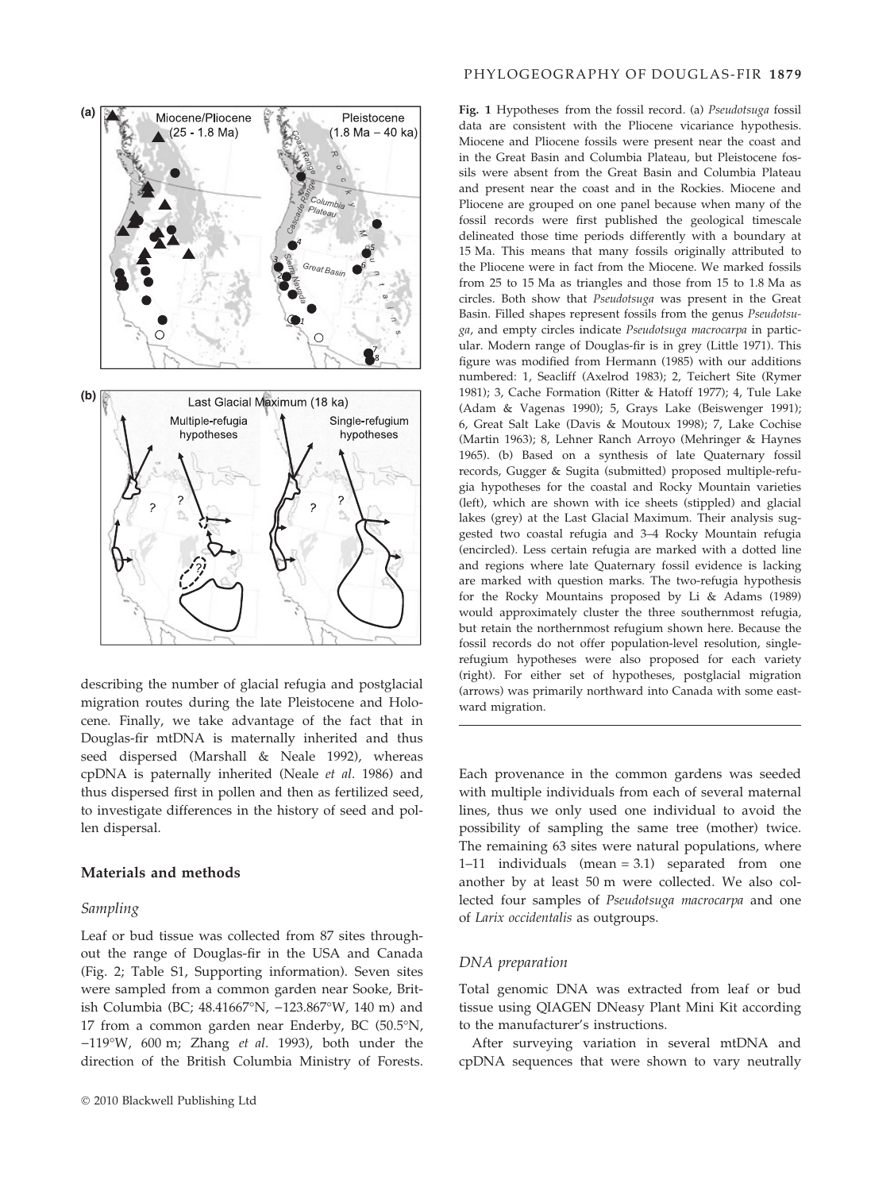Fig. 1 Hypotheses from the fossil record. (a) *Pseudotsuga* fossil data are consistent with the Pliocene vicariance hypothesis. Miocene and Pliocene fossils were present near the coast and in the Great Basin and Columbia Plateau, but Pleistocene fossils were absent from the Great Basin and Columbia Plateau and present near the coast and in the Rockies. Miocene and Pliocene are grouped on one panel because when many of the fossil records were first published the geological timescale delineated those time periods differently with a boundary at 15 Ma. This means that many fossils originally attributed to the Pliocene were in fact from the Miocene. We marked fossils from 25 to 15 Ma as triangles and those from 15 to 1.8 Ma as circles. Both show that *Pseudotsuga* was present in the Great Basin. Filled shapes represent fossils from the genus *Pseudotsuga*, and empty circles indicate *Pseudotsuga macrocarpa* in particular. Modern range of Douglas-fir is in grey (Little 1971). This figure was modified from Hermann (1985) with our additions numbered: 1, Seacliff (Axelrod 1983); 2, Teichert Site (Rymer 1981); 3, Cache Formation (Ritter & Hatoff 1977); 4, Tule Lake (Adam & Vagenas 1990); 5, Grays Lake (Beiswenger 1991); 6, Great Salt Lake (Davis & Moutoux 1998); 7, Lake Cochise (Martin 1963); 8, Lehner Ranch Arroyo (Mehringer & Haynes 1965). (b) Based on a synthesis of late Quaternary fossil records, Gugger & Sugita (submitted) proposed multiple-refugia hypotheses for the coastal and Rocky Mountain varieties (left), which are shown with ice sheets (stippled) and glacial lakes (grey) at the Last Glacial Maximum. Their analysis suggested two coastal refugia and 3–4 Rocky Mountain refugia (encircled). Less certain refugia are marked with a dotted line and regions where late Quaternary fossil evidence is lacking are marked with question marks. The two-refugia hypothesis for the Rocky Mountains proposed by Li & Adams (1989) would approximately cluster the three southernmost refugia, but retain the northernmost refugium shown here. Because the fossil records do not offer population-level resolution, single-refugium hypotheses were also proposed for each variety (right). For either set of hypotheses, postglacial migration (arrows) was primarily northward into Canada with some eastward migration.

describing the number of glacial refugia and postglacial migration routes during the late Pleistocene and Holocene. Finally, we take advantage of the fact that in Douglas-fir mtDNA is maternally inherited and thus seed dispersed (Marshall & Neale 1992), whereas cpDNA is paternally inherited (Neale *et al.* 1986) and thus dispersed first in pollen and then as fertilized seed, to investigate differences in the history of seed and pollen dispersal.

## Materials and methods

### Sampling

Leaf or bud tissue was collected from 87 sites throughout the range of Douglas-fir in the USA and Canada (Fig. 2; Table S1, Supporting information). Seven sites were sampled from a common garden near Sooke, British Columbia (BC; 48.41667°N, −123.867°W, 140 m) and 17 from a common garden near Enderby, BC (50.5°N, −119°W, 600 m; Zhang *et al.* 1993), both under the direction of the British Columbia Ministry of Forests. Each provenance in the common gardens was seeded with multiple individuals from each of several maternal lines, thus we only used one individual to avoid the possibility of sampling the same tree (mother) twice. The remaining 63 sites were natural populations, where 1–11 individuals (mean = 3.1) separated from one another by at least 50 m were collected. We also collected four samples of *Pseudotsuga macrocarpa* and one of *Larix occidentalis* as outgroups.

### DNA preparation

Total genomic DNA was extracted from leaf or bud tissue using QIAGEN DNeasy Plant Mini Kit according to the manufacturer's instructions.

After surveying variation in several mtDNA and cpDNA sequences that were shown to vary neutrally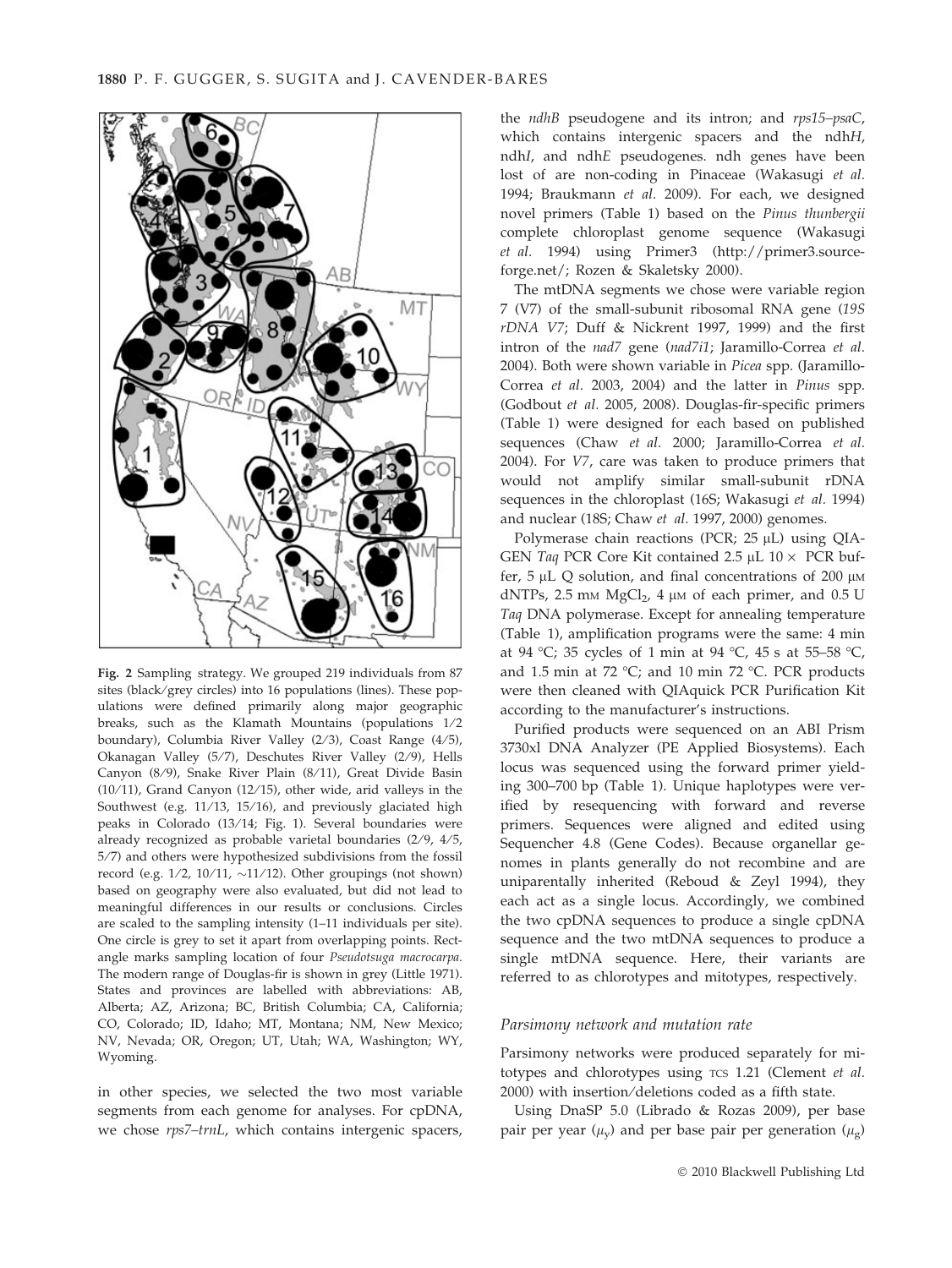**Fig. 2** Sampling strategy. We grouped 219 individuals from 87 sites (black/grey circles) into 16 populations (lines). These populations were defined primarily along major geographic breaks, such as the Klamath Mountains (populations 1/2 boundary), Columbia River Valley (2/3), Coast Range (4/5), Okanagan Valley (5/7), Deschutes River Valley (2/9), Hells Canyon (8/9), Snake River Plain (8/11), Great Divide Basin (10/11), Grand Canyon (12/15), other wide, arid valleys in the Southwest (e.g. 11/13, 15/16), and previously glaciated high peaks in Colorado (13/14; Fig. 1). Several boundaries were already recognized as probable varietal boundaries (2/9, 4/5, 5/7) and others were hypothesized subdivisions from the fossil record (e.g. 1/2, 10/11, ~11/12). Other groupings (not shown) based on geography were also evaluated, but did not lead to meaningful differences in our results or conclusions. Circles are scaled to the sampling intensity (1–11 individuals per site). One circle is grey to set it apart from overlapping points. Rectangle marks sampling location of four *Pseudotsuga macrocarpa*. The modern range of Douglas-fir is shown in grey (Little 1971). States and provinces are labelled with abbreviations: AB, Alberta; AZ, Arizona; BC, British Columbia; CA, California; CO, Colorado; ID, Idaho; MT, Montana; NM, New Mexico; NV, Nevada; OR, Oregon; UT, Utah; WA, Washington; WY, Wyoming.

in other species, we selected the two most variable segments from each genome for analyses. For cpDNA, we chose *rps7–trnL*, which contains intergenic spacers, the *ndhB* pseudogene and its intron; and *rps15–psaC*, which contains intergenic spacers and the ndh*H*, ndh*I*, and ndh*E* pseudogenes. ndh genes have been lost of are non-coding in Pinaceae (Wakasugi *et al.* 1994; Braukmann *et al.* 2009). For each, we designed novel primers (Table 1) based on the *Pinus thunbergii* complete chloroplast genome sequence (Wakasugi *et al.* 1994) using Primer3 (http://primer3.sourceforge.net/; Rozen & Skaletsky 2000).

The mtDNA segments we chose were variable region 7 (V7) of the small-subunit ribosomal RNA gene (*19S rDNA V7*; Duff & Nickrent 1997, 1999) and the first intron of the *nad7* gene (*nad7i1*; Jaramillo-Correa *et al.* 2004). Both were shown variable in *Picea* spp. (Jaramillo-Correa *et al.* 2003, 2004) and the latter in *Pinus* spp. (Godbout *et al.* 2005, 2008). Douglas-fir-specific primers (Table 1) were designed for each based on published sequences (Chaw *et al.* 2000; Jaramillo-Correa *et al.* 2004). For *V7*, care was taken to produce primers that would not amplify similar small-subunit rDNA sequences in the chloroplast (16S; Wakasugi *et al.* 1994) and nuclear (18S; Chaw *et al.* 1997, 2000) genomes.

Polymerase chain reactions (PCR; 25 μL) using QIAGEN *Taq* PCR Core Kit contained 2.5 μL 10 × PCR buffer, 5 μL Q solution, and final concentrations of 200 μM dNTPs, 2.5 mM $MgCl_2$, 4 μM of each primer, and 0.5 U *Taq* DNA polymerase. Except for annealing temperature (Table 1), amplification programs were the same: 4 min at 94 °C; 35 cycles of 1 min at 94 °C, 45 s at 55–58 °C, and 1.5 min at 72 °C; and 10 min 72 °C. PCR products were then cleaned with QIAquick PCR Purification Kit according to the manufacturer's instructions.

Purified products were sequenced on an ABI Prism 3730xl DNA Analyzer (PE Applied Biosystems). Each locus was sequenced using the forward primer yielding 300–700 bp (Table 1). Unique haplotypes were verified by resequencing with forward and reverse primers. Sequences were aligned and edited using Sequencher 4.8 (Gene Codes). Because organellar genomes in plants generally do not recombine and are uniparentally inherited (Reboud & Zeyl 1994), they each act as a single locus. Accordingly, we combined the two cpDNA sequences to produce a single cpDNA sequence and the two mtDNA sequences to produce a single mtDNA sequence. Here, their variants are referred to as chlorotypes and mitotypes, respectively.

### *Parsimony network and mutation rate*

Parsimony networks were produced separately for mitotypes and chlorotypes using TCS 1.21 (Clement *et al.* 2000) with insertion/deletions coded as a fifth state.

Using DnaSP 5.0 (Librado & Rozas 2009), per base pair per year ($\mu_y$) and per base pair per generation ($\mu_g$)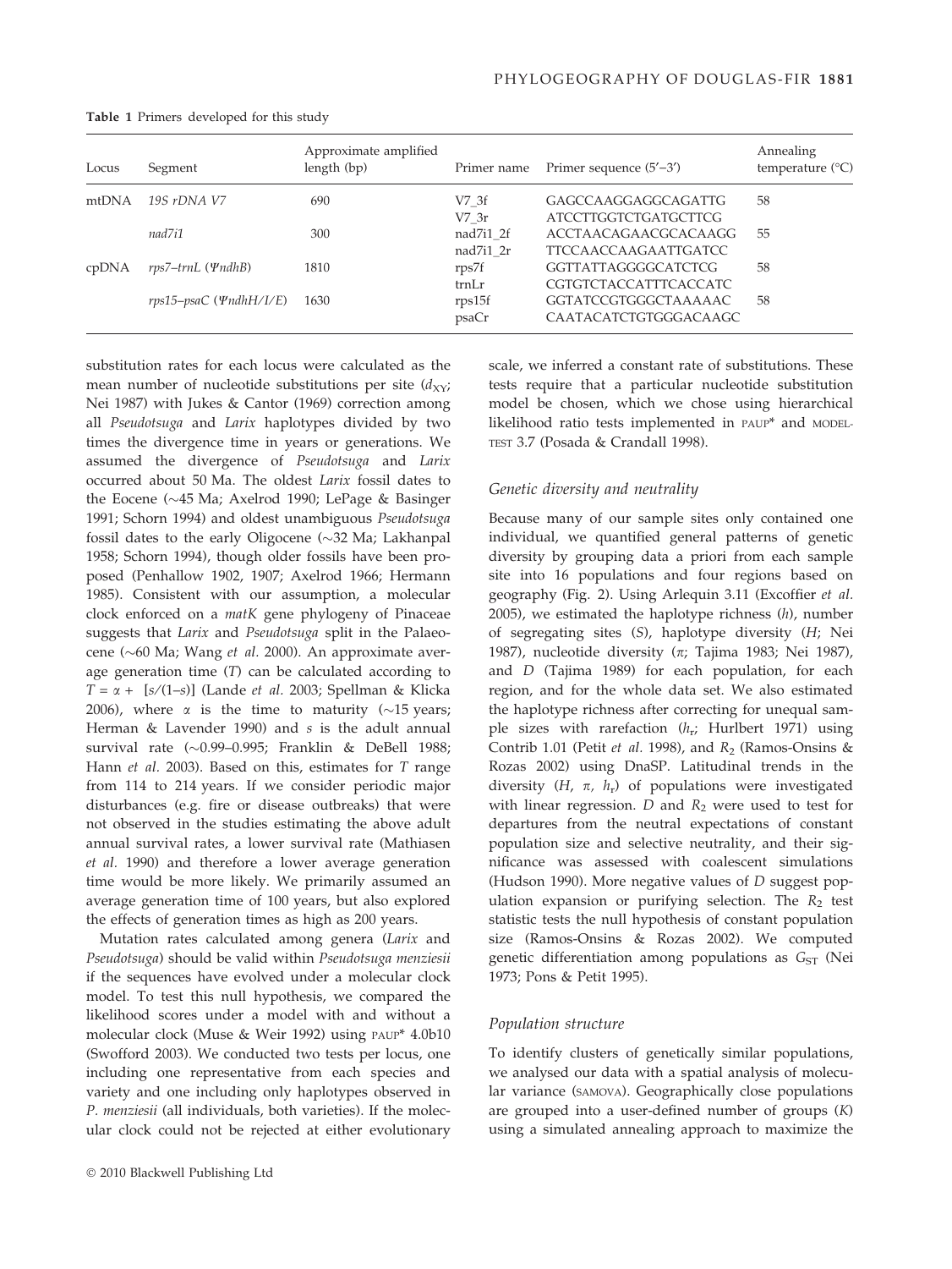**Table 1** Primers developed for this study

| Locus | Segment | Approximate amplified length (bp) | Primer name | Primer sequence (5′–3′) | Annealing temperature (°C) |
|---|---|---|---|---|---|
| mtDNA | *19S rDNA V7* | 690 | V7_3f | GAGCCAAGGAGGCAGATTG | 58 |
| | | | V7_3r | ATCCTTGGTCTGATGCTTCG | |
| | *nad7i1* | 300 | nad7i1_2f | ACCTAACAGAACGCACAAGG | 55 |
| | | | nad7i1_2r | TTCCAACCAAGAATTGATCC | |
| cpDNA | *rps7–trnL* (*ΨndhB*) | 1810 | rps7f | GGTTATTAGGGGCATCTCG | 58 |
| | | | trnLr | CGTGTCTACCATTTCACCATC | |
| | *rps15–psaC* (*ΨndhH/I/E*) | 1630 | rps15f | GGTATCCGTGGGCTAAAAAC | 58 |
| | | | psaCr | CAATACATCTGTGGGACAAGC | |

substitution rates for each locus were calculated as the mean number of nucleotide substitutions per site ($d_{XY}$; Nei 1987) with Jukes & Cantor (1969) correction among all *Pseudotsuga* and *Larix* haplotypes divided by two times the divergence time in years or generations. We assumed the divergence of *Pseudotsuga* and *Larix* occurred about 50 Ma. The oldest *Larix* fossil dates to the Eocene (~45 Ma; Axelrod 1990; LePage & Basinger 1991; Schorn 1994) and oldest unambiguous *Pseudotsuga* fossil dates to the early Oligocene (~32 Ma; Lakhanpal 1958; Schorn 1994), though older fossils have been proposed (Penhallow 1902, 1907; Axelrod 1966; Hermann 1985). Consistent with our assumption, a molecular clock enforced on a *matK* gene phylogeny of Pinaceae suggests that *Larix* and *Pseudotsuga* split in the Palaeocene (~60 Ma; Wang *et al.* 2000). An approximate average generation time ($T$) can be calculated according to $T = \alpha + [s/(1\text{–}s)]$ (Lande *et al.* 2003; Spellman & Klicka 2006), where $\alpha$ is the time to maturity (~15 years; Herman & Lavender 1990) and $s$ is the adult annual survival rate (~0.99–0.995; Franklin & DeBell 1988; Hann *et al.* 2003). Based on this, estimates for $T$ range from 114 to 214 years. If we consider periodic major disturbances (e.g. fire or disease outbreaks) that were not observed in the studies estimating the above adult annual survival rates, a lower survival rate (Mathiasen *et al.* 1990) and therefore a lower average generation time would be more likely. We primarily assumed an average generation time of 100 years, but also explored the effects of generation times as high as 200 years.

Mutation rates calculated among genera (*Larix* and *Pseudotsuga*) should be valid within *Pseudotsuga menziesii* if the sequences have evolved under a molecular clock model. To test this null hypothesis, we compared the likelihood scores under a model with and without a molecular clock (Muse & Weir 1992) using PAUP* 4.0b10 (Swofford 2003). We conducted two tests per locus, one including one representative from each species and variety and one including only haplotypes observed in *P. menziesii* (all individuals, both varieties). If the molecular clock could not be rejected at either evolutionary scale, we inferred a constant rate of substitutions. These tests require that a particular nucleotide substitution model be chosen, which we chose using hierarchical likelihood ratio tests implemented in PAUP* and MODELTEST 3.7 (Posada & Crandall 1998).

### Genetic diversity and neutrality

Because many of our sample sites only contained one individual, we quantified general patterns of genetic diversity by grouping data a priori from each sample site into 16 populations and four regions based on geography (Fig. 2). Using Arlequin 3.11 (Excoffier *et al.* 2005), we estimated the haplotype richness ($h$), number of segregating sites ($S$), haplotype diversity ($H$; Nei 1987), nucleotide diversity ($\pi$; Tajima 1983; Nei 1987), and $D$ (Tajima 1989) for each population, for each region, and for the whole data set. We also estimated the haplotype richness after correcting for unequal sample sizes with rarefaction ($h_r$; Hurlbert 1971) using Contrib 1.01 (Petit *et al.* 1998), and $R_2$ (Ramos-Onsins & Rozas 2002) using DnaSP. Latitudinal trends in the diversity ($H$, $\pi$, $h_r$) of populations were investigated with linear regression. $D$ and $R_2$ were used to test for departures from the neutral expectations of constant population size and selective neutrality, and their significance was assessed with coalescent simulations (Hudson 1990). More negative values of $D$ suggest population expansion or purifying selection. The $R_2$ test statistic tests the null hypothesis of constant population size (Ramos-Onsins & Rozas 2002). We computed genetic differentiation among populations as $G_{ST}$ (Nei 1973; Pons & Petit 1995).

### Population structure

To identify clusters of genetically similar populations, we analysed our data with a spatial analysis of molecular variance (SAMOVA). Geographically close populations are grouped into a user-defined number of groups ($K$) using a simulated annealing approach to maximize the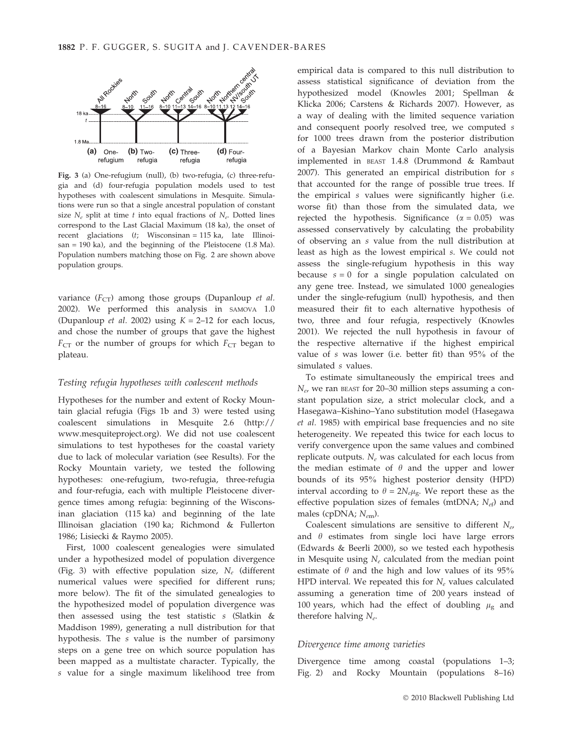**Fig. 3** (a) One-refugium (null), (b) two-refugia, (c) three-refugia and (d) four-refugia population models used to test hypotheses with coalescent simulations in Mesquite. Simulations were run so that a single ancestral population of constant size $N_e$ split at time $t$ into equal fractions of $N_e$. Dotted lines correspond to the Last Glacial Maximum (18 ka), the onset of recent glaciations ($t$; Wisconsinan = 115 ka, late Illinoisan = 190 ka), and the beginning of the Pleistocene (1.8 Ma). Population numbers matching those on Fig. 2 are shown above population groups.

variance ($F_{CT}$) among those groups (Dupanloup *et al.* 2002). We performed this analysis in SAMOVA 1.0 (Dupanloup *et al.* 2002) using $K$ = 2–12 for each locus, and chose the number of groups that gave the highest $F_{CT}$ or the number of groups for which $F_{CT}$ began to plateau.

### Testing refugia hypotheses with coalescent methods

Hypotheses for the number and extent of Rocky Mountain glacial refugia (Figs 1b and 3) were tested using coalescent simulations in Mesquite 2.6 (http://www.mesquiteproject.org). We did not use coalescent simulations to test hypotheses for the coastal variety due to lack of molecular variation (see Results). For the Rocky Mountain variety, we tested the following hypotheses: one-refugium, two-refugia, three-refugia and four-refugia, each with multiple Pleistocene divergence times among refugia: beginning of the Wisconsinan glaciation (115 ka) and beginning of the late Illinoisan glaciation (190 ka; Richmond & Fullerton 1986; Lisiecki & Raymo 2005).

First, 1000 coalescent genealogies were simulated under a hypothesized model of population divergence (Fig. 3) with effective population size, $N_e$ (different numerical values were specified for different runs; more below). The fit of the simulated genealogies to the hypothesized model of population divergence was then assessed using the test statistic $s$ (Slatkin & Maddison 1989), generating a null distribution for that hypothesis. The $s$ value is the number of parsimony steps on a gene tree on which source population has been mapped as a multistate character. Typically, the $s$ value for a single maximum likelihood tree from empirical data is compared to this null distribution to assess statistical significance of deviation from the hypothesized model (Knowles 2001; Spellman & Klicka 2006; Carstens & Richards 2007). However, as a way of dealing with the limited sequence variation and consequent poorly resolved tree, we computed $s$ for 1000 trees drawn from the posterior distribution of a Bayesian Markov chain Monte Carlo analysis implemented in BEAST 1.4.8 (Drummond & Rambaut 2007). This generated an empirical distribution for $s$ that accounted for the range of possible true trees. If the empirical $s$ values were significantly higher (i.e. worse fit) than those from the simulated data, we rejected the hypothesis. Significance ($\alpha$ = 0.05) was assessed conservatively by calculating the probability of observing an $s$ value from the null distribution at least as high as the lowest empirical $s$. We could not assess the single-refugium hypothesis in this way because $s = 0$ for a single population calculated on any gene tree. Instead, we simulated 1000 genealogies under the single-refugium (null) hypothesis, and then measured their fit to each alternative hypothesis of two, three and four refugia, respectively (Knowles 2001). We rejected the null hypothesis in favour of the respective alternative if the highest empirical value of $s$ was lower (i.e. better fit) than 95% of the simulated $s$ values.

To estimate simultaneously the empirical trees and $N_e$, we ran BEAST for 20–30 million steps assuming a constant population size, a strict molecular clock, and a Hasegawa–Kishino–Yano substitution model (Hasegawa *et al.* 1985) with empirical base frequencies and no site heterogeneity. We repeated this twice for each locus to verify convergence upon the same values and combined replicate outputs. $N_e$ was calculated for each locus from the median estimate of $\theta$ and the upper and lower bounds of its 95% highest posterior density (HPD) interval according to $\theta = 2N_e\mu_g$. We report these as the effective population sizes of females (mtDNA; $N_{ef}$) and males (cpDNA; $N_{em}$).

Coalescent simulations are sensitive to different $N_e$, and $\theta$ estimates from single loci have large errors (Edwards & Beerli 2000), so we tested each hypothesis in Mesquite using $N_e$ calculated from the median point estimate of $\theta$ and the high and low values of its 95% HPD interval. We repeated this for $N_e$ values calculated assuming a generation time of 200 years instead of 100 years, which had the effect of doubling $\mu_g$ and therefore halving $N_e$.

### Divergence time among varieties

Divergence time among coastal (populations 1–3; Fig. 2) and Rocky Mountain (populations 8–16)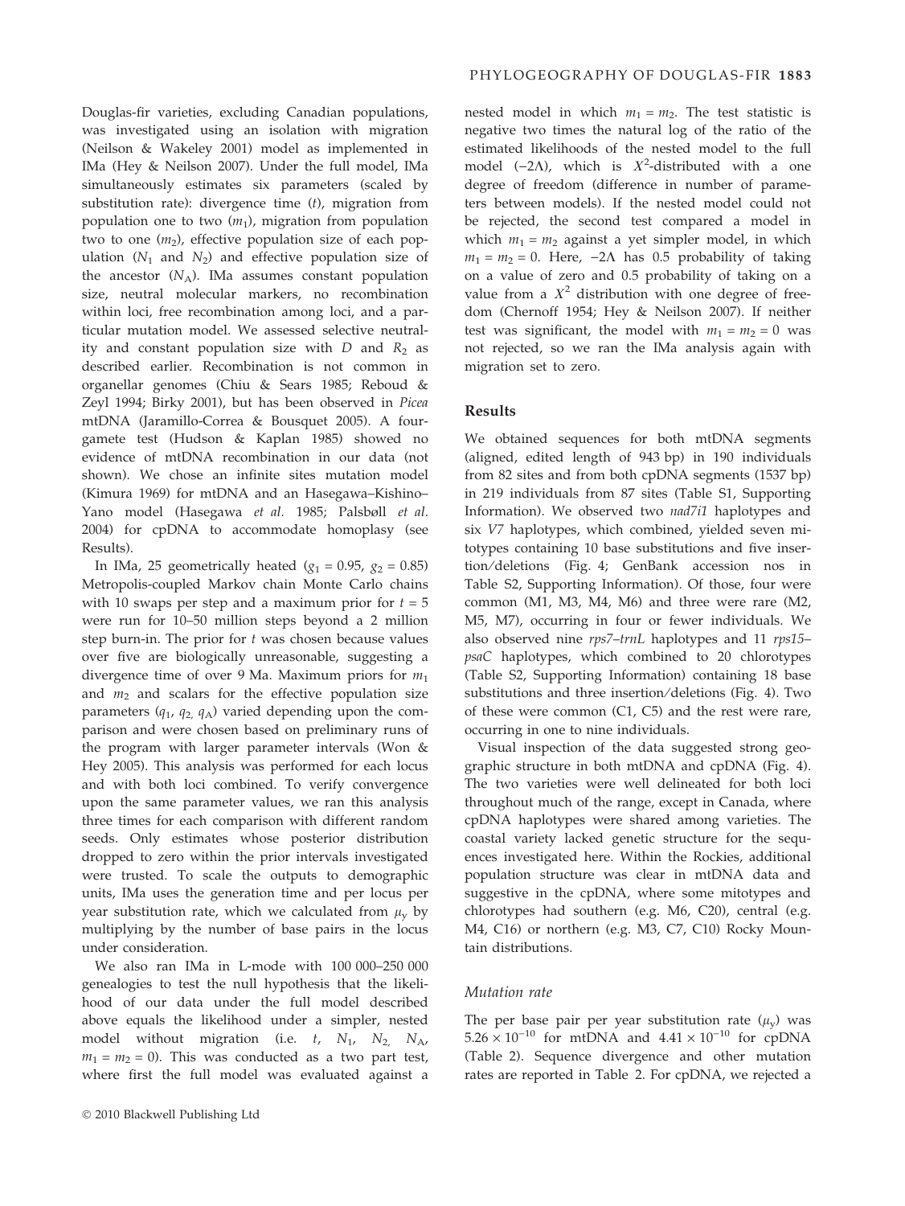Douglas-fir varieties, excluding Canadian populations, was investigated using an isolation with migration (Neilson & Wakeley 2001) model as implemented in IMa (Hey & Neilson 2007). Under the full model, IMa simultaneously estimates six parameters (scaled by substitution rate): divergence time ($t$), migration from population one to two ($m_1$), migration from population two to one ($m_2$), effective population size of each population ($N_1$ and $N_2$) and effective population size of the ancestor ($N_A$). IMa assumes constant population size, neutral molecular markers, no recombination within loci, free recombination among loci, and a particular mutation model. We assessed selective neutrality and constant population size with $D$ and $R_2$ as described earlier. Recombination is not common in organellar genomes (Chiu & Sears 1985; Reboud & Zeyl 1994; Birky 2001), but has been observed in *Picea* mtDNA (Jaramillo-Correa & Bousquet 2005). A four-gamete test (Hudson & Kaplan 1985) showed no evidence of mtDNA recombination in our data (not shown). We chose an infinite sites mutation model (Kimura 1969) for mtDNA and an Hasegawa–Kishino–Yano model (Hasegawa *et al.* 1985; Palsbøll *et al.* 2004) for cpDNA to accommodate homoplasy (see Results).

In IMa, 25 geometrically heated ($g_1 = 0.95$, $g_2 = 0.85$) Metropolis-coupled Markov chain Monte Carlo chains with 10 swaps per step and a maximum prior for $t = 5$ were run for 10–50 million steps beyond a 2 million step burn-in. The prior for $t$ was chosen because values over five are biologically unreasonable, suggesting a divergence time of over 9 Ma. Maximum priors for $m_1$ and $m_2$ and scalars for the effective population size parameters ($q_1$, $q_2$, $q_A$) varied depending upon the comparison and were chosen based on preliminary runs of the program with larger parameter intervals (Won & Hey 2005). This analysis was performed for each locus and with both loci combined. To verify convergence upon the same parameter values, we ran this analysis three times for each comparison with different random seeds. Only estimates whose posterior distribution dropped to zero within the prior intervals investigated were trusted. To scale the outputs to demographic units, IMa uses the generation time and per locus per year substitution rate, which we calculated from $\mu_y$ by multiplying by the number of base pairs in the locus under consideration.

We also ran IMa in L-mode with 100 000–250 000 genealogies to test the null hypothesis that the likelihood of our data under the full model described above equals the likelihood under a simpler, nested model without migration (i.e. $t$, $N_1$, $N_2$, $N_A$, $m_1 = m_2 = 0$). This was conducted as a two part test, where first the full model was evaluated against a nested model in which $m_1 = m_2$. The test statistic is negative two times the natural log of the ratio of the estimated likelihoods of the nested model to the full model ($-2\Lambda$), which is $X^2$-distributed with a one degree of freedom (difference in number of parameters between models). If the nested model could not be rejected, the second test compared a model in which $m_1 = m_2$ against a yet simpler model, in which $m_1 = m_2 = 0$. Here, $-2\Lambda$ has 0.5 probability of taking on a value of zero and 0.5 probability of taking on a value from a $X^2$ distribution with one degree of freedom (Chernoff 1954; Hey & Neilson 2007). If neither test was significant, the model with $m_1 = m_2 = 0$ was not rejected, so we ran the IMa analysis again with migration set to zero.

## Results

We obtained sequences for both mtDNA segments (aligned, edited length of 943 bp) in 190 individuals from 82 sites and from both cpDNA segments (1537 bp) in 219 individuals from 87 sites (Table S1, Supporting Information). We observed two *nad7i1* haplotypes and six *V7* haplotypes, which combined, yielded seven mitotypes containing 10 base substitutions and five insertion/deletions (Fig. 4; GenBank accession nos in Table S2, Supporting Information). Of those, four were common (M1, M3, M4, M6) and three were rare (M2, M5, M7), occurring in four or fewer individuals. We also observed nine *rps7–trnL* haplotypes and 11 *rps15–psaC* haplotypes, which combined to 20 chlorotypes (Table S2, Supporting Information) containing 18 base substitutions and three insertion/deletions (Fig. 4). Two of these were common (C1, C5) and the rest were rare, occurring in one to nine individuals.

Visual inspection of the data suggested strong geographic structure in both mtDNA and cpDNA (Fig. 4). The two varieties were well delineated for both loci throughout much of the range, except in Canada, where cpDNA haplotypes were shared among varieties. The coastal variety lacked genetic structure for the sequences investigated here. Within the Rockies, additional population structure was clear in mtDNA data and suggestive in the cpDNA, where some mitotypes and chlorotypes had southern (e.g. M6, C20), central (e.g. M4, C16) or northern (e.g. M3, C7, C10) Rocky Mountain distributions.

### Mutation rate

The per base pair per year substitution rate ($\mu_y$) was $5.26 \times 10^{-10}$ for mtDNA and $4.41 \times 10^{-10}$ for cpDNA (Table 2). Sequence divergence and other mutation rates are reported in Table 2. For cpDNA, we rejected a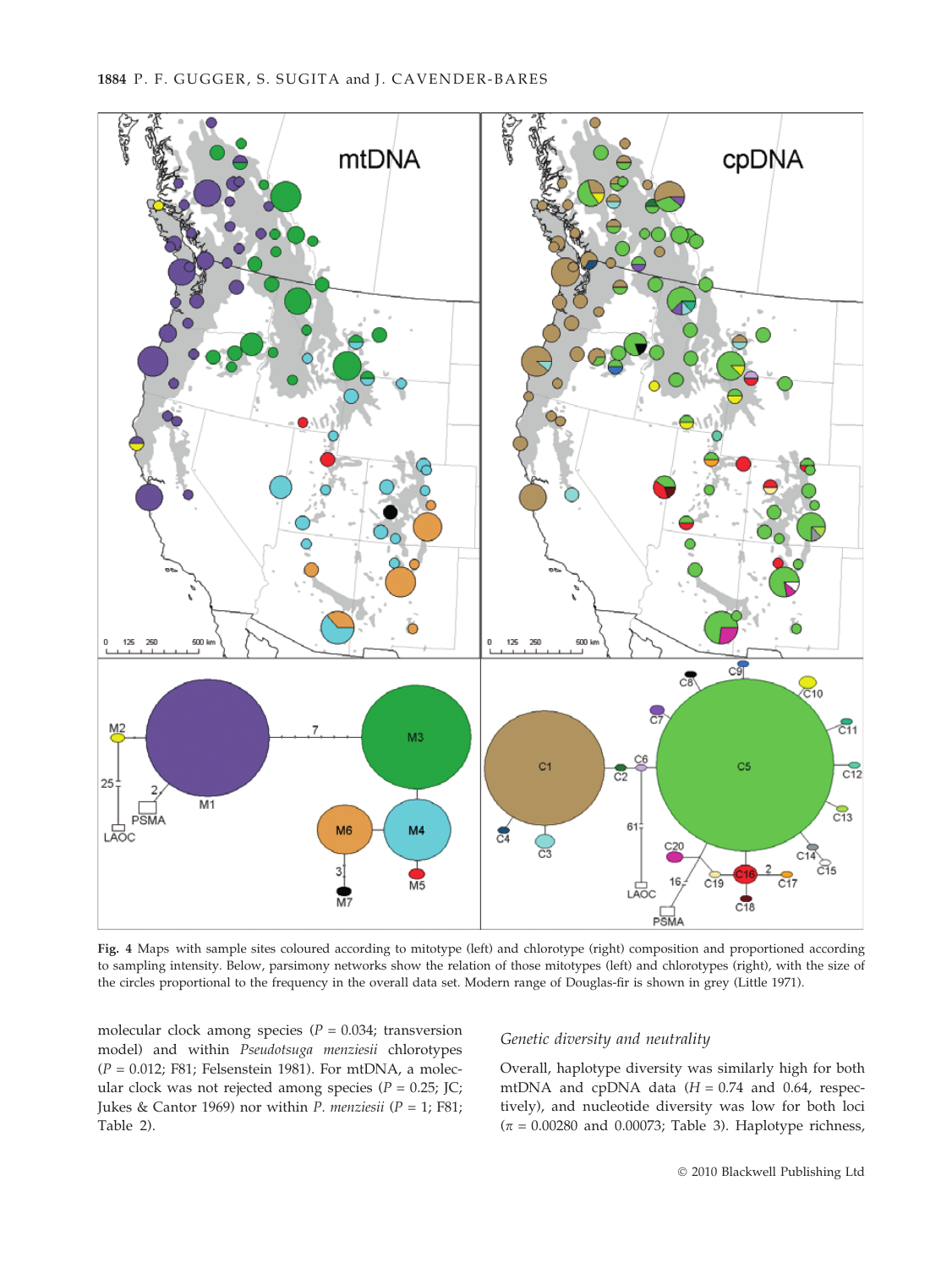Fig. 4 Maps with sample sites coloured according to mitotype (left) and chlorotype (right) composition and proportioned according to sampling intensity. Below, parsimony networks show the relation of those mitotypes (left) and chlorotypes (right), with the size of the circles proportional to the frequency in the overall data set. Modern range of Douglas-fir is shown in grey (Little 1971).

molecular clock among species ($P = 0.034$; transversion model) and within *Pseudotsuga menziesii* chlorotypes ($P = 0.012$; F81; Felsenstein 1981). For mtDNA, a molecular clock was not rejected among species ($P = 0.25$; JC; Jukes & Cantor 1969) nor within *P. menziesii* ($P = 1$; F81; Table 2).

### Genetic diversity and neutrality

Overall, haplotype diversity was similarly high for both mtDNA and cpDNA data ($H = 0.74$ and 0.64, respectively), and nucleotide diversity was low for both loci ($\pi = 0.00280$ and 0.00073; Table 3). Haplotype richness,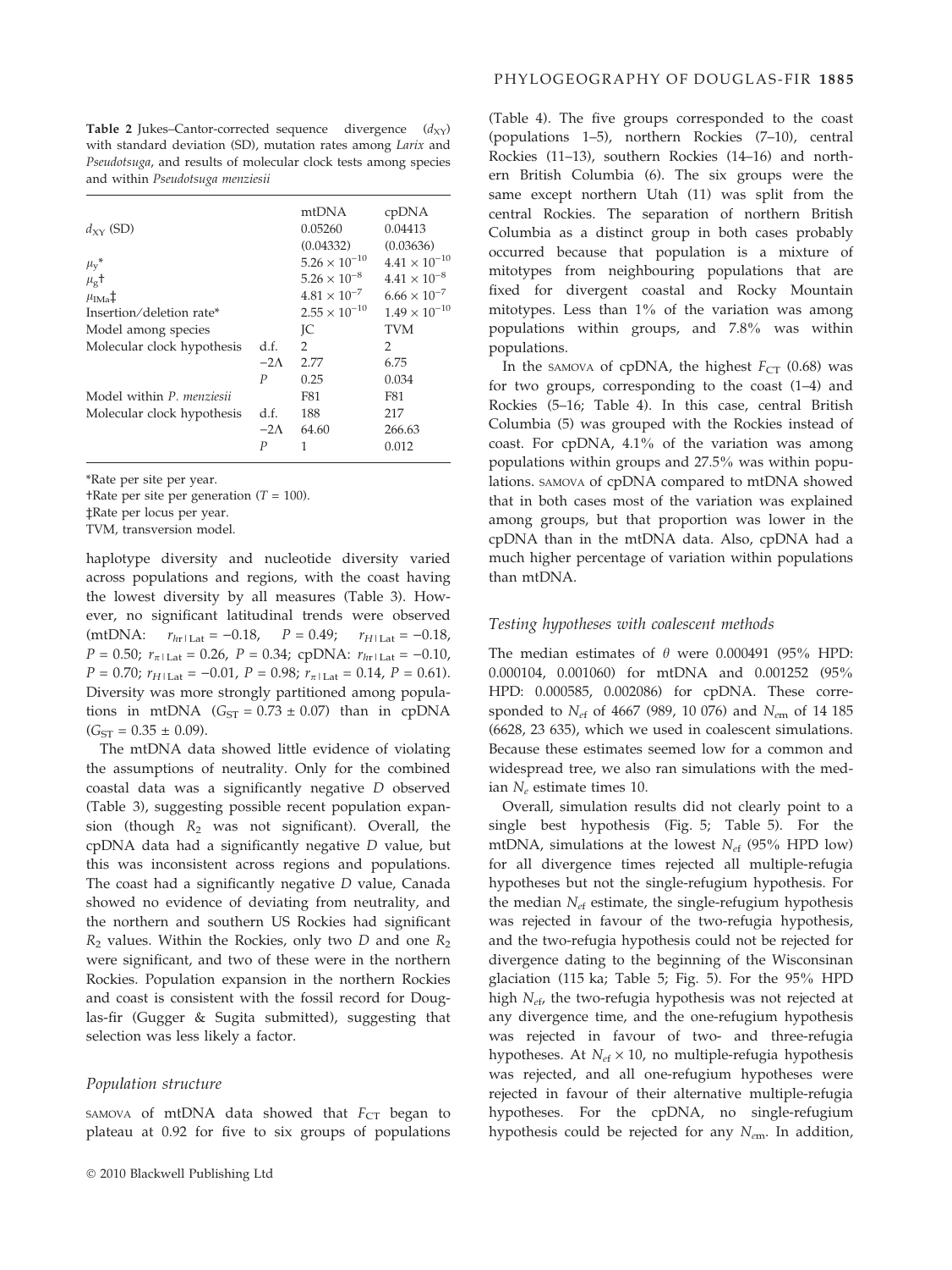**Table 2** Jukes–Cantor-corrected sequence divergence ($d_{XY}$) with standard deviation (SD), mutation rates among *Larix* and *Pseudotsuga*, and results of molecular clock tests among species and within *Pseudotsuga menziesii*

| | | mtDNA | cpDNA |
|---|---|---|---|
| $d_{XY}$ (SD) | | 0.05260 | 0.04413 |
| | | (0.04332) | (0.03636) |
| $\mu_y$* | | $5.26 \times 10^{-10}$ | $4.41 \times 10^{-10}$ |
| $\mu_g$† | | $5.26 \times 10^{-8}$ | $4.41 \times 10^{-8}$ |
| $\mu_{IMa}$‡ | | $4.81 \times 10^{-7}$ | $6.66 \times 10^{-7}$ |
| Insertion/deletion rate* | | $2.55 \times 10^{-10}$ | $1.49 \times 10^{-10}$ |
| Model among species | | JC | TVM |
| Molecular clock hypothesis | d.f. | 2 | 2 |
| | $-2\Lambda$ | 2.77 | 6.75 |
| | $P$ | 0.25 | 0.034 |
| Model within *P. menziesii* | | F81 | F81 |
| Molecular clock hypothesis | d.f. | 188 | 217 |
| | $-2\Lambda$ | 64.60 | 266.63 |
| | $P$ | 1 | 0.012 |

*Rate per site per year.
†Rate per site per generation ($T$ = 100).
‡Rate per locus per year.
TVM, transversion model.

haplotype diversity and nucleotide diversity varied across populations and regions, with the coast having the lowest diversity by all measures (Table 3). However, no significant latitudinal trends were observed (mtDNA: $r_{hr|\text{Lat}} = -0.18$, $P = 0.49$; $r_{H|\text{Lat}} = -0.18$, $P = 0.50$; $r_{\pi|\text{Lat}} = 0.26$, $P = 0.34$; cpDNA: $r_{hr|\text{Lat}} = -0.10$, $P = 0.70$; $r_{H|\text{Lat}} = -0.01$, $P = 0.98$; $r_{\pi|\text{Lat}} = 0.14$, $P = 0.61$). Diversity was more strongly partitioned among populations in mtDNA ($G_{ST} = 0.73 \pm 0.07$) than in cpDNA ($G_{ST} = 0.35 \pm 0.09$).

The mtDNA data showed little evidence of violating the assumptions of neutrality. Only for the combined coastal data was a significantly negative $D$ observed (Table 3), suggesting possible recent population expansion (though $R_2$ was not significant). Overall, the cpDNA data had a significantly negative $D$ value, but this was inconsistent across regions and populations. The coast had a significantly negative $D$ value, Canada showed no evidence of deviating from neutrality, and the northern and southern US Rockies had significant $R_2$ values. Within the Rockies, only two $D$ and one $R_2$ were significant, and two of these were in the northern Rockies. Population expansion in the northern Rockies and coast is consistent with the fossil record for Douglas-fir (Gugger & Sugita submitted), suggesting that selection was less likely a factor.

### Population structure

SAMOVA of mtDNA data showed that $F_{CT}$ began to plateau at 0.92 for five to six groups of populations (Table 4). The five groups corresponded to the coast (populations 1–5), northern Rockies (7–10), central Rockies (11–13), southern Rockies (14–16) and northern British Columbia (6). The six groups were the same except northern Utah (11) was split from the central Rockies. The separation of northern British Columbia as a distinct group in both cases probably occurred because that population is a mixture of mitotypes from neighbouring populations that are fixed for divergent coastal and Rocky Mountain mitotypes. Less than 1% of the variation was among populations within groups, and 7.8% was within populations.

In the SAMOVA of cpDNA, the highest $F_{CT}$ (0.68) was for two groups, corresponding to the coast (1–4) and Rockies (5–16; Table 4). In this case, central British Columbia (5) was grouped with the Rockies instead of coast. For cpDNA, 4.1% of the variation was among populations within groups and 27.5% was within populations. SAMOVA of cpDNA compared to mtDNA showed that in both cases most of the variation was explained among groups, but that proportion was lower in the cpDNA than in the mtDNA data. Also, cpDNA had a much higher percentage of variation within populations than mtDNA.

### Testing hypotheses with coalescent methods

The median estimates of $\theta$ were 0.000491 (95% HPD: 0.000104, 0.001060) for mtDNA and 0.001252 (95% HPD: 0.000585, 0.002086) for cpDNA. These corresponded to $N_{ef}$ of 4667 (989, 10 076) and $N_{em}$ of 14 185 (6628, 23 635), which we used in coalescent simulations. Because these estimates seemed low for a common and widespread tree, we also ran simulations with the median $N_e$ estimate times 10.

Overall, simulation results did not clearly point to a single best hypothesis (Fig. 5; Table 5). For the mtDNA, simulations at the lowest $N_{ef}$ (95% HPD low) for all divergence times rejected all multiple-refugia hypotheses but not the single-refugium hypothesis. For the median $N_{ef}$ estimate, the single-refugium hypothesis was rejected in favour of the two-refugia hypothesis, and the two-refugia hypothesis could not be rejected for divergence dating to the beginning of the Wisconsinan glaciation (115 ka; Table 5; Fig. 5). For the 95% HPD high $N_{ef}$, the two-refugia hypothesis was not rejected at any divergence time, and the one-refugium hypothesis was rejected in favour of two- and three-refugia hypotheses. At $N_{ef} \times 10$, no multiple-refugia hypothesis was rejected, and all one-refugium hypotheses were rejected in favour of their alternative multiple-refugia hypotheses. For the cpDNA, no single-refugium hypothesis could be rejected for any $N_{em}$. In addition,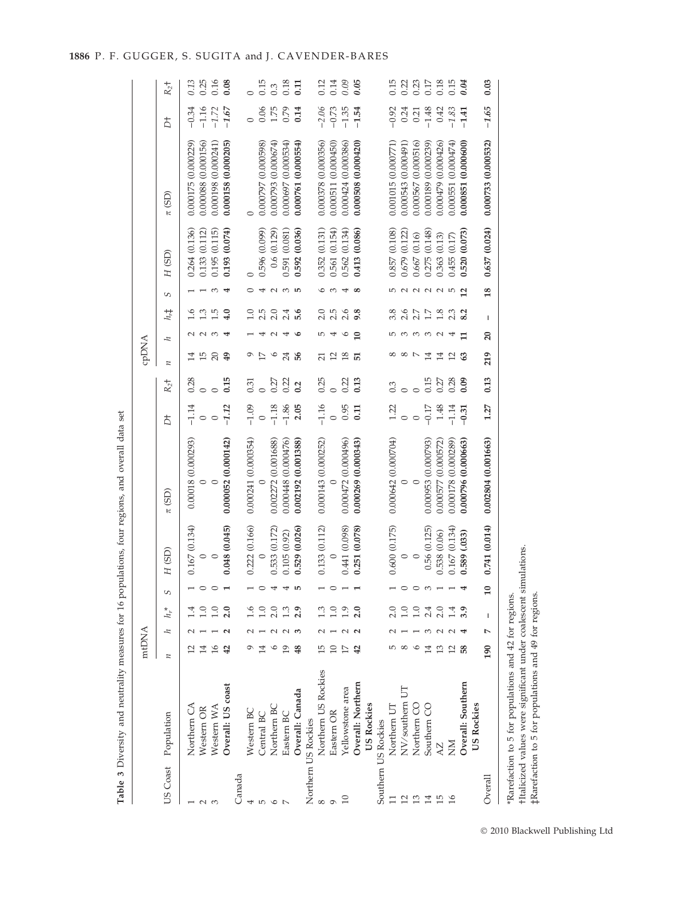**Table 3** Diversity and neutrality measures for 16 populations, four regions, and overall data set

| | | mtDNA | | | | | | | | cpDNA | | | | | | | |
|---|---|---|---|---|---|---|---|---|---|---|---|---|---|---|---|---|---|
| US Coast | Population | $n$ | $h$ | $h_r$* | $S$ | $H$ (SD) | $\pi$ (SD) | $D$† | $R_2$† | $n$ | $h$ | $h_r$‡ | $S$ | $H$ (SD) | $\pi$ (SD) | $D$† | $R_2$† |
| 1 | Northern CA | 12 | 2 | 1.4 | 1 | 0.167 (0.134) | 0.00018 (0.000293) | −1.14 | 0.28 | 14 | 2 | 1.6 | 1 | 0.264 (0.136) | 0.000175 (0.000229) | −0.34 | *0.13* |
| 2 | Western OR | 14 | 1 | 1.0 | 0 | 0 | 0 | 0 | 0 | 15 | 2 | 1.3 | 1 | 0.133 (0.112) | 0.000088 (0.000156) | −1.16 | 0.25 |
| 3 | Western WA | 16 | 1 | 1.0 | 0 | 0 | 0 | 0 | 0 | 20 | 3 | 1.5 | 3 | 0.195 (0.115) | 0.000198 (0.000241) | *−1.72* | 0.16 |
| | **Overall: US coast** | **42** | **2** | **2.0** | **1** | **0.048 (0.045)** | **0.000052 (0.000142)** | ***−1.12*** | **0.15** | **49** | **4** | **4.0** | **4** | **0.193 (0.074)** | **0.000158 (0.000205)** | ***−1.67*** | **0.08** |
| Canada | | | | | | | | | | | | | | | | | |
| 4 | Western BC | 9 | 2 | 1.6 | 1 | 0.222 (0.166) | 0.000241 (0.000354) | −1.09 | 0.31 | 9 | 1 | 1.0 | 0 | 0 | 0 | 0 | 0 |
| 5 | Central BC | 14 | 1 | 1.0 | 0 | 0 | 0 | 0 | 0 | 17 | 4 | 2.5 | 4 | 0.596 (0.099) | 0.000797 (0.000598) | 0.06 | 0.15 |
| 6 | Northern BC | 6 | 2 | 2.0 | 4 | 0.533 (0.172) | 0.002272 (0.001688) | −1.18 | 0.27 | 6 | 2 | 2.0 | 2 | 0.6 (0.129) | 0.000793 (0.000674) | 1.75 | 0.3 |
| 7 | Eastern BC | 19 | 2 | 1.3 | 4 | 0.105 (0.92) | 0.000448 (0.000476) | −1.86 | 0.22 | 24 | 4 | 2.4 | 3 | 0.591 (0.081) | 0.000697 (0.000534) | 0.79 | 0.18 |
| | **Overall: Canada** | **48** | **3** | **2.9** | **5** | **0.529 (0.026)** | **0.002192 (0.001388)** | **2.05** | **0.2** | **56** | **6** | **5.6** | **5** | **0.592 (0.036)** | **0.000761 (0.000554)** | **0.14** | **0.11** |
| Northern US Rockies | | | | | | | | | | | | | | | | | |
| 8 | Northern US Rockies | 15 | 2 | 1.3 | 1 | 0.133 (0.112) | 0.000143 (0.000252) | −1.16 | 0.25 | 21 | 5 | 2.0 | 6 | 0.352 (0.131) | 0.000378 (0.000356) | −2.06 | 0.12 |
| 9 | Eastern OR | 10 | 1 | 1.0 | 0 | 0 | 0 | 0 | 0 | 12 | 4 | 2.5 | 3 | 0.561 (0.154) | 0.000511 (0.000450) | −0.73 | 0.14 |
| 10 | Yellowstone area | 17 | 2 | 1.9 | 1 | 0.441 (0.098) | 0.000472 (0.000496) | 0.95 | 0.22 | 18 | 6 | 2.6 | 4 | 0.562 (0.134) | 0.000424 (0.000386) | −1.35 | *0.09* |
| | **Overall: Northern US Rockies** | **42** | **2** | **2.0** | **1** | **0.251 (0.078)** | **0.000269 (0.000343)** | **0.11** | **0.13** | **51** | **10** | **9.8** | **8** | **0.413 (0.086)** | **0.000508 (0.000420)** | **−1.54** | ***0.05*** |
| Southern US Rockies | | | | | | | | | | | | | | | | | |
| 11 | Northern UT | 5 | 2 | 2.0 | 1 | 0.600 (0.175) | 0.000642 (0.000704) | 1.22 | 0.3 | 8 | 5 | 3.8 | 5 | 0.857 (0.108) | 0.001015 (0.000771) | −0.92 | 0.15 |
| 12 | NV/southern UT | 8 | 1 | 1.0 | 0 | 0 | 0 | 0 | 0 | 8 | 3 | 2.6 | 2 | 0.679 (0.122) | 0.000543 (0.000491) | 0.24 | 0.22 |
| 13 | Northern CO | 6 | 1 | 1.0 | 0 | 0 | 0 | 0 | 0 | 7 | 3 | 2.7 | 2 | 0.667 (0.16) | 0.000567 (0.000516) | 0.21 | 0.23 |
| 14 | Southern CO | 14 | 3 | 2.4 | 3 | 0.56 (0.125) | 0.000953 (0.000793) | −0.17 | 0.15 | 14 | 3 | 1.7 | 2 | 0.275 (0.148) | 0.000189 (0.000239) | −1.48 | 0.17 |
| 15 | AZ | 13 | 2 | 2.0 | 1 | 0.538 (0.06) | 0.000577 (0.000572) | 1.48 | 0.27 | 14 | 2 | 1.8 | 2 | 0.363 (0.13) | 0.000479 (0.000426) | 0.42 | 0.18 |
| 16 | NM | 12 | 2 | 1.4 | 1 | 0.167 (0.134) | 0.000178 (0.000289) | −1.14 | 0.28 | 12 | 4 | 2.3 | 5 | 0.455 (0.17) | 0.000551 (0.000474) | −1.83 | 0.15 |
| | **Overall: Southern US Rockies** | **58** | **4** | **3.9** | **4** | **0.589 (.033)** | **0.000796 (0.000663)** | **−0.31** | **0.09** | **63** | **11** | **8.2** | **12** | **0.520 (0.073)** | **0.000851 (0.000600)** | **−1.41** | ***0.04*** |
| Overall | | **190** | **7** | – | **10** | **0.741 (0.014)** | **0.002804 (0.001663)** | **1.27** | **0.13** | **219** | **20** | – | **18** | **0.637 (0.024)** | **0.000733 (0.000532)** | ***−1.65*** | **0.03** |

*Rarefaction to 5 for populations and 42 for regions.
†Italicized values were significant under coalescent simulations.
‡Rarefaction to 5 for populations and 49 for regions.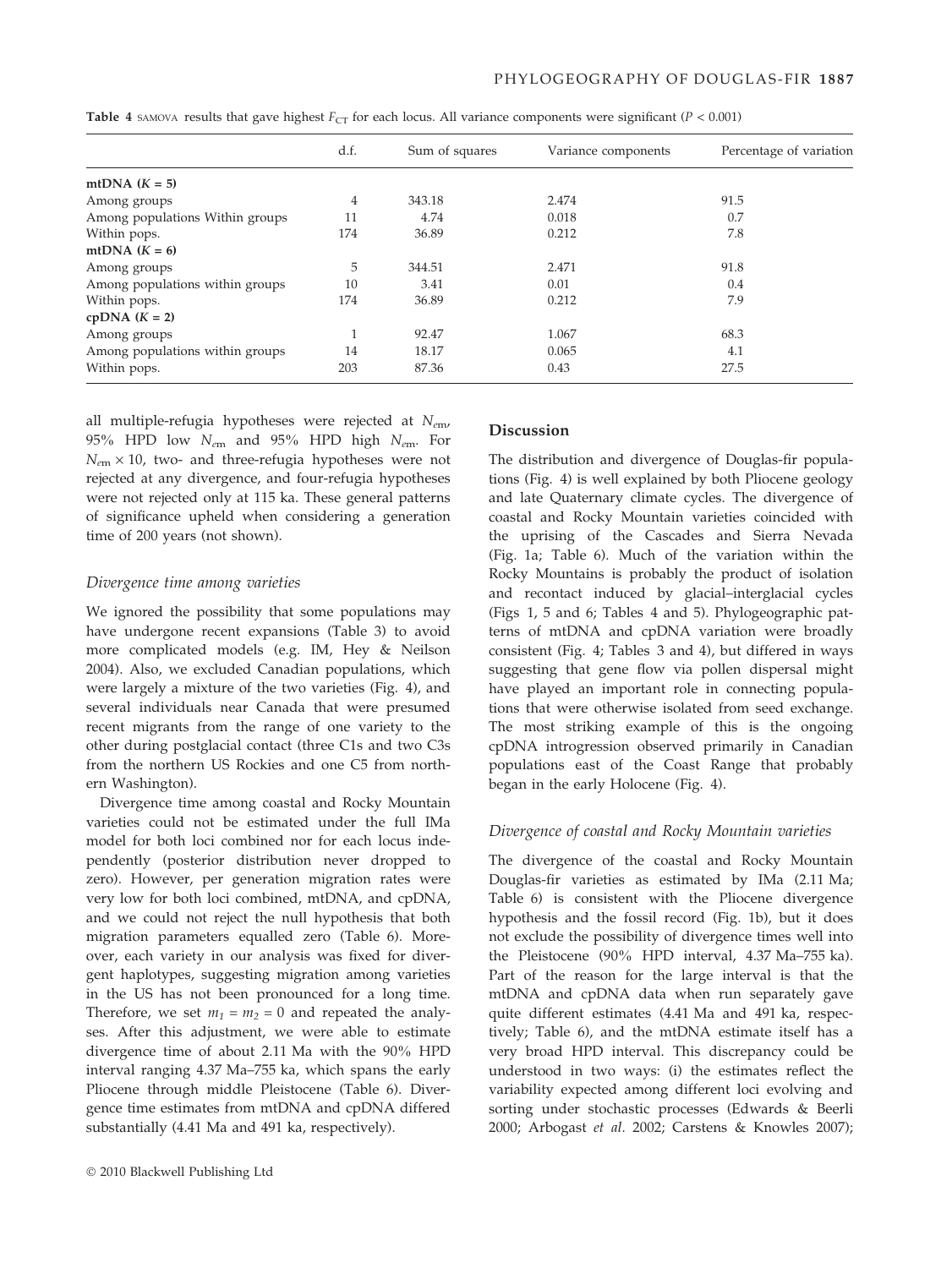**Table 4** SAMOVA results that gave highest $F_{CT}$ for each locus. All variance components were significant ($P < 0.001$)

| | d.f. | Sum of squares | Variance components | Percentage of variation |
|---|---|---|---|---|
| **mtDNA ($K = 5$)** | | | | |
| Among groups | 4 | 343.18 | 2.474 | 91.5 |
| Among populations Within groups | 11 | 4.74 | 0.018 | 0.7 |
| Within pops. | 174 | 36.89 | 0.212 | 7.8 |
| **mtDNA ($K = 6$)** | | | | |
| Among groups | 5 | 344.51 | 2.471 | 91.8 |
| Among populations within groups | 10 | 3.41 | 0.01 | 0.4 |
| Within pops. | 174 | 36.89 | 0.212 | 7.9 |
| **cpDNA ($K = 2$)** | | | | |
| Among groups | 1 | 92.47 | 1.067 | 68.3 |
| Among populations within groups | 14 | 18.17 | 0.065 | 4.1 |
| Within pops. | 203 | 87.36 | 0.43 | 27.5 |

all multiple-refugia hypotheses were rejected at $N_{em}$, 95% HPD low $N_{em}$ and 95% HPD high $N_{em}$. For $N_{em} \times 10$, two- and three-refugia hypotheses were not rejected at any divergence, and four-refugia hypotheses were not rejected only at 115 ka. These general patterns of significance upheld when considering a generation time of 200 years (not shown).

### *Divergence time among varieties*

We ignored the possibility that some populations may have undergone recent expansions (Table 3) to avoid more complicated models (e.g. IM, Hey & Neilson 2004). Also, we excluded Canadian populations, which were largely a mixture of the two varieties (Fig. 4), and several individuals near Canada that were presumed recent migrants from the range of one variety to the other during postglacial contact (three C1s and two C3s from the northern US Rockies and one C5 from northern Washington).

Divergence time among coastal and Rocky Mountain varieties could not be estimated under the full IMa model for both loci combined nor for each locus independently (posterior distribution never dropped to zero). However, per generation migration rates were very low for both loci combined, mtDNA, and cpDNA, and we could not reject the null hypothesis that both migration parameters equalled zero (Table 6). Moreover, each variety in our analysis was fixed for divergent haplotypes, suggesting migration among varieties in the US has not been pronounced for a long time. Therefore, we set $m_1 = m_2 = 0$ and repeated the analyses. After this adjustment, we were able to estimate divergence time of about 2.11 Ma with the 90% HPD interval ranging 4.37 Ma–755 ka, which spans the early Pliocene through middle Pleistocene (Table 6). Divergence time estimates from mtDNA and cpDNA differed substantially (4.41 Ma and 491 ka, respectively).

## Discussion

The distribution and divergence of Douglas-fir populations (Fig. 4) is well explained by both Pliocene geology and late Quaternary climate cycles. The divergence of coastal and Rocky Mountain varieties coincided with the uprising of the Cascades and Sierra Nevada (Fig. 1a; Table 6). Much of the variation within the Rocky Mountains is probably the product of isolation and recontact induced by glacial–interglacial cycles (Figs 1, 5 and 6; Tables 4 and 5). Phylogeographic patterns of mtDNA and cpDNA variation were broadly consistent (Fig. 4; Tables 3 and 4), but differed in ways suggesting that gene flow via pollen dispersal might have played an important role in connecting populations that were otherwise isolated from seed exchange. The most striking example of this is the ongoing cpDNA introgression observed primarily in Canadian populations east of the Coast Range that probably began in the early Holocene (Fig. 4).

### *Divergence of coastal and Rocky Mountain varieties*

The divergence of the coastal and Rocky Mountain Douglas-fir varieties as estimated by IMa (2.11 Ma; Table 6) is consistent with the Pliocene divergence hypothesis and the fossil record (Fig. 1b), but it does not exclude the possibility of divergence times well into the Pleistocene (90% HPD interval, 4.37 Ma–755 ka). Part of the reason for the large interval is that the mtDNA and cpDNA data when run separately gave quite different estimates (4.41 Ma and 491 ka, respectively; Table 6), and the mtDNA estimate itself has a very broad HPD interval. This discrepancy could be understood in two ways: (i) the estimates reflect the variability expected among different loci evolving and sorting under stochastic processes (Edwards & Beerli 2000; Arbogast *et al.* 2002; Carstens & Knowles 2007);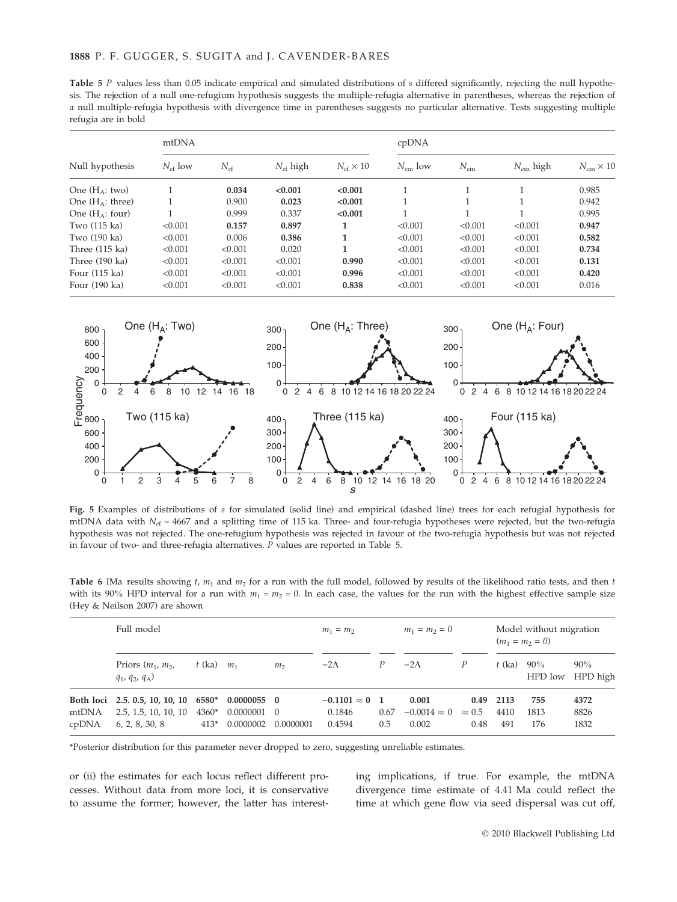**Table 5** *P* values less than 0.05 indicate empirical and simulated distributions of *s* differed significantly, rejecting the null hypothesis. The rejection of a null one-refugium hypothesis suggests the multiple-refugia alternative in parentheses, whereas the rejection of a null multiple-refugia hypothesis with divergence time in parentheses suggests no particular alternative. Tests suggesting multiple refugia are in bold

| Null hypothesis | mtDNA | | | | cpDNA | | | |
|---|---|---|---|---|---|---|---|---|
| | $N_{ef}$ low | $N_{ef}$ | $N_{ef}$ high | $N_{ef} \times 10$ | $N_{em}$ low | $N_{em}$ | $N_{em}$ high | $N_{em} \times 10$ |
| One ($H_A$: two) | 1 | **0.034** | **<0.001** | **<0.001** | 1 | 1 | 1 | 0.985 |
| One ($H_A$: three) | 1 | 0.900 | **0.023** | **<0.001** | 1 | 1 | 1 | 0.942 |
| One ($H_A$: four) | 1 | 0.999 | 0.337 | **<0.001** | 1 | 1 | 1 | 0.995 |
| Two (115 ka) | <0.001 | **0.157** | **0.897** | **1** | <0.001 | <0.001 | <0.001 | **0.947** |
| Two (190 ka) | <0.001 | 0.006 | **0.386** | **1** | <0.001 | <0.001 | <0.001 | **0.582** |
| Three (115 ka) | <0.001 | <0.001 | 0.020 | **1** | <0.001 | <0.001 | <0.001 | **0.734** |
| Three (190 ka) | <0.001 | <0.001 | <0.001 | **0.990** | <0.001 | <0.001 | <0.001 | **0.131** |
| Four (115 ka) | <0.001 | <0.001 | <0.001 | **0.996** | <0.001 | <0.001 | <0.001 | **0.420** |
| Four (190 ka) | <0.001 | <0.001 | <0.001 | **0.838** | <0.001 | <0.001 | <0.001 | 0.016 |

**Fig. 5** Examples of distributions of *s* for simulated (solid line) and empirical (dashed line) trees for each refugial hypothesis for mtDNA data with $N_{ef}$ = 4667 and a splitting time of 115 ka. Three- and four-refugia hypotheses were rejected, but the two-refugia hypothesis was not rejected. The one-refugium hypothesis was rejected in favour of the two-refugia hypothesis but was not rejected in favour of two- and three-refugia alternatives. *P* values are reported in Table 5.

**Table 6** IMa results showing *t*, $m_1$ and $m_2$ for a run with the full model, followed by results of the likelihood ratio tests, and then *t* with its 90% HPD interval for a run with $m_1 = m_2 = 0$. In each case, the values for the run with the highest effective sample size (Hey & Neilson 2007) are shown

| | Full model | | | | $m_1 = m_2$ | | $m_1 = m_2 = 0$ | | Model without migration ($m_1 = m_2 = 0$) | | |
|---|---|---|---|---|---|---|---|---|---|---|---|
| | Priors ($m_1$, $m_2$, $q_1$, $q_2$, $q_A$) | *t* (ka) | $m_1$ | $m_2$ | $-2\Lambda$ | *P* | $-2\Lambda$ | *P* | *t* (ka) | 90% HPD low | 90% HPD high |
| **Both loci** | 2.5. 0.5, 10, 10, 10 | 6580* | 0.0000055 | 0 | $-0.1101 \approx 0$ | 1 | 0.001 | 0.49 | 2113 | 755 | 4372 |
| mtDNA | 2.5, 1.5, 10, 10, 10 | 4360* | 0.0000001 | 0 | 0.1846 | 0.67 | $-0.0014 \approx 0$ | $\approx 0.5$ | 4410 | 1813 | 8826 |
| cpDNA | 6, 2, 8, 30, 8 | 413* | 0.0000002 | 0.0000001 | 0.4594 | 0.5 | 0.002 | 0.48 | 491 | 176 | 1832 |

*Posterior distribution for this parameter never dropped to zero, suggesting unreliable estimates.

or (ii) the estimates for each locus reflect different processes. Without data from more loci, it is conservative to assume the former; however, the latter has interesting implications, if true. For example, the mtDNA divergence time estimate of 4.41 Ma could reflect the time at which gene flow via seed dispersal was cut off,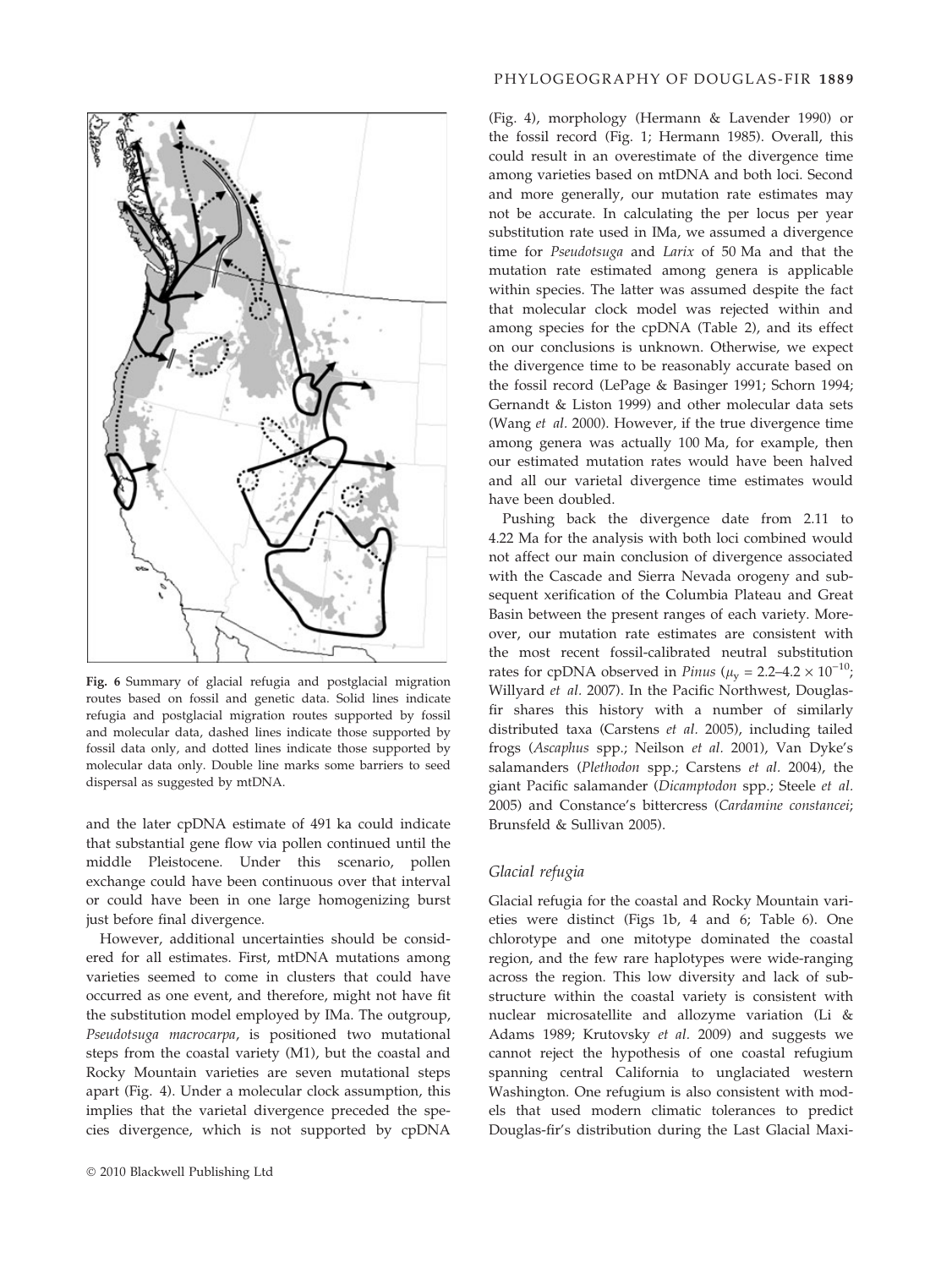Fig. 6 Summary of glacial refugia and postglacial migration routes based on fossil and genetic data. Solid lines indicate refugia and postglacial migration routes supported by fossil and molecular data, dashed lines indicate those supported by fossil data only, and dotted lines indicate those supported by molecular data only. Double line marks some barriers to seed dispersal as suggested by mtDNA.

and the later cpDNA estimate of 491 ka could indicate that substantial gene flow via pollen continued until the middle Pleistocene. Under this scenario, pollen exchange could have been continuous over that interval or could have been in one large homogenizing burst just before final divergence.

However, additional uncertainties should be considered for all estimates. First, mtDNA mutations among varieties seemed to come in clusters that could have occurred as one event, and therefore, might not have fit the substitution model employed by IMa. The outgroup, *Pseudotsuga macrocarpa*, is positioned two mutational steps from the coastal variety (M1), but the coastal and Rocky Mountain varieties are seven mutational steps apart (Fig. 4). Under a molecular clock assumption, this implies that the varietal divergence preceded the species divergence, which is not supported by cpDNA (Fig. 4), morphology (Hermann & Lavender 1990) or the fossil record (Fig. 1; Hermann 1985). Overall, this could result in an overestimate of the divergence time among varieties based on mtDNA and both loci. Second and more generally, our mutation rate estimates may not be accurate. In calculating the per locus per year substitution rate used in IMa, we assumed a divergence time for *Pseudotsuga* and *Larix* of 50 Ma and that the mutation rate estimated among genera is applicable within species. The latter was assumed despite the fact that molecular clock model was rejected within and among species for the cpDNA (Table 2), and its effect on our conclusions is unknown. Otherwise, we expect the divergence time to be reasonably accurate based on the fossil record (LePage & Basinger 1991; Schorn 1994; Gernandt & Liston 1999) and other molecular data sets (Wang *et al.* 2000). However, if the true divergence time among genera was actually 100 Ma, for example, then our estimated mutation rates would have been halved and all our varietal divergence time estimates would have been doubled.

Pushing back the divergence date from 2.11 to 4.22 Ma for the analysis with both loci combined would not affect our main conclusion of divergence associated with the Cascade and Sierra Nevada orogeny and subsequent xerification of the Columbia Plateau and Great Basin between the present ranges of each variety. Moreover, our mutation rate estimates are consistent with the most recent fossil-calibrated neutral substitution rates for cpDNA observed in *Pinus* ($\mu_y = 2.2–4.2 \times 10^{-10}$; Willyard *et al.* 2007). In the Pacific Northwest, Douglas-fir shares this history with a number of similarly distributed taxa (Carstens *et al.* 2005), including tailed frogs (*Ascaphus* spp.; Neilson *et al.* 2001), Van Dyke's salamanders (*Plethodon* spp.; Carstens *et al.* 2004), the giant Pacific salamander (*Dicamptodon* spp.; Steele *et al.* 2005) and Constance's bittercress (*Cardamine constancei*; Brunsfeld & Sullivan 2005).

### Glacial refugia

Glacial refugia for the coastal and Rocky Mountain varieties were distinct (Figs 1b, 4 and 6; Table 6). One chlorotype and one mitotype dominated the coastal region, and the few rare haplotypes were wide-ranging across the region. This low diversity and lack of substructure within the coastal variety is consistent with nuclear microsatellite and allozyme variation (Li & Adams 1989; Krutovsky *et al.* 2009) and suggests we cannot reject the hypothesis of one coastal refugium spanning central California to unglaciated western Washington. One refugium is also consistent with models that used modern climatic tolerances to predict Douglas-fir's distribution during the Last Glacial Maxi-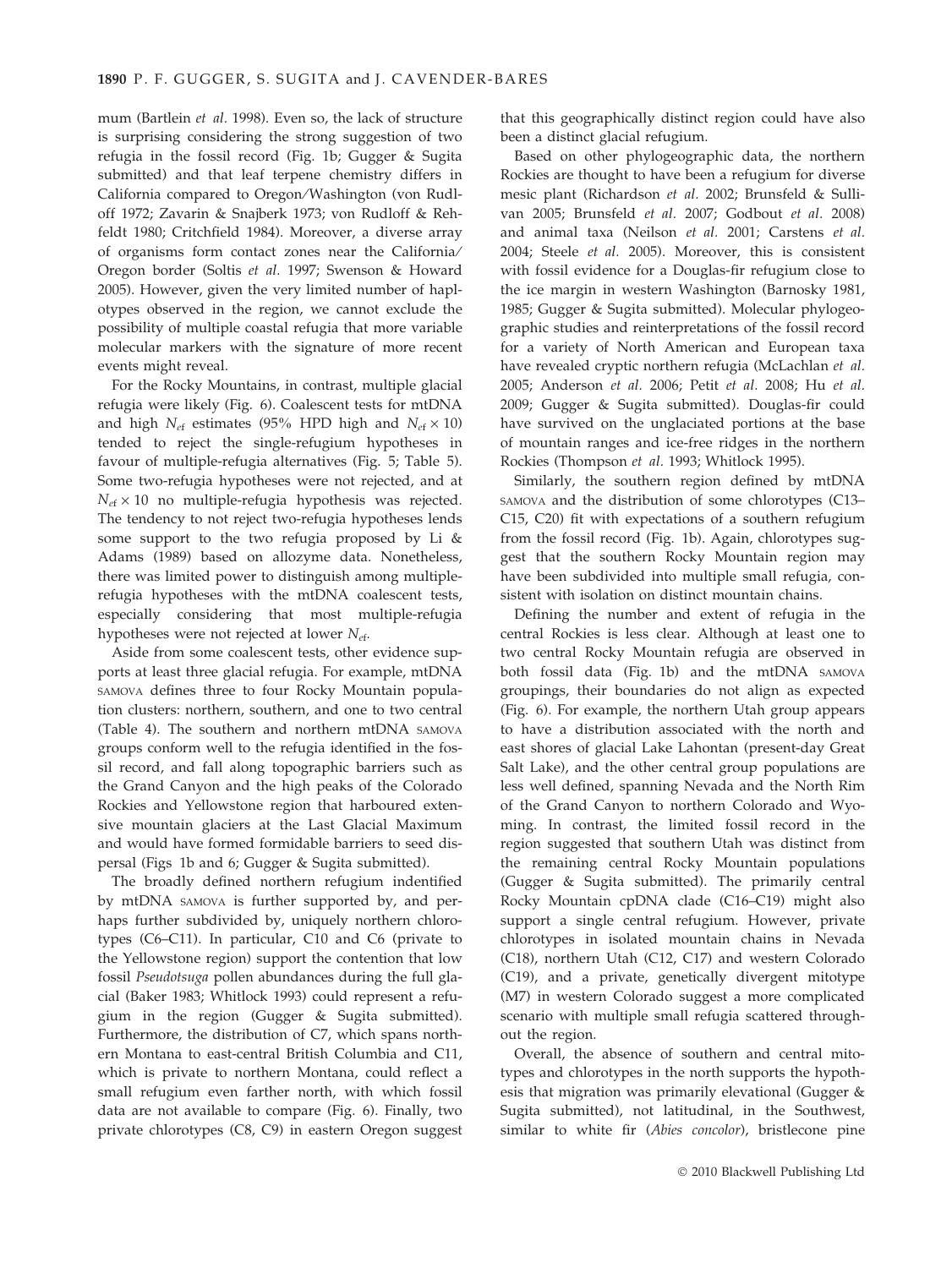mum (Bartlein *et al.* 1998). Even so, the lack of structure is surprising considering the strong suggestion of two refugia in the fossil record (Fig. 1b; Gugger & Sugita submitted) and that leaf terpene chemistry differs in California compared to Oregon/Washington (von Rudloff 1972; Zavarin & Snajberk 1973; von Rudloff & Rehfeldt 1980; Critchfield 1984). Moreover, a diverse array of organisms form contact zones near the California/Oregon border (Soltis *et al.* 1997; Swenson & Howard 2005). However, given the very limited number of haplotypes observed in the region, we cannot exclude the possibility of multiple coastal refugia that more variable molecular markers with the signature of more recent events might reveal.

For the Rocky Mountains, in contrast, multiple glacial refugia were likely (Fig. 6). Coalescent tests for mtDNA and high $N_{ef}$ estimates (95% HPD high and $N_{ef} \times 10$) tended to reject the single-refugium hypotheses in favour of multiple-refugia alternatives (Fig. 5; Table 5). Some two-refugia hypotheses were not rejected, and at $N_{ef} \times 10$ no multiple-refugia hypothesis was rejected. The tendency to not reject two-refugia hypotheses lends some support to the two refugia proposed by Li & Adams (1989) based on allozyme data. Nonetheless, there was limited power to distinguish among multiple-refugia hypotheses with the mtDNA coalescent tests, especially considering that most multiple-refugia hypotheses were not rejected at lower $N_{ef}$.

Aside from some coalescent tests, other evidence supports at least three glacial refugia. For example, mtDNA SAMOVA defines three to four Rocky Mountain population clusters: northern, southern, and one to two central (Table 4). The southern and northern mtDNA SAMOVA groups conform well to the refugia identified in the fossil record, and fall along topographic barriers such as the Grand Canyon and the high peaks of the Colorado Rockies and Yellowstone region that harboured extensive mountain glaciers at the Last Glacial Maximum and would have formed formidable barriers to seed dispersal (Figs 1b and 6; Gugger & Sugita submitted).

The broadly defined northern refugium indentified by mtDNA SAMOVA is further supported by, and perhaps further subdivided by, uniquely northern chlorotypes (C6–C11). In particular, C10 and C6 (private to the Yellowstone region) support the contention that low fossil *Pseudotsuga* pollen abundances during the full glacial (Baker 1983; Whitlock 1993) could represent a refugium in the region (Gugger & Sugita submitted). Furthermore, the distribution of C7, which spans northern Montana to east-central British Columbia and C11, which is private to northern Montana, could reflect a small refugium even farther north, with which fossil data are not available to compare (Fig. 6). Finally, two private chlorotypes (C8, C9) in eastern Oregon suggest that this geographically distinct region could have also been a distinct glacial refugium.

Based on other phylogeographic data, the northern Rockies are thought to have been a refugium for diverse mesic plant (Richardson *et al.* 2002; Brunsfeld & Sullivan 2005; Brunsfeld *et al.* 2007; Godbout *et al.* 2008) and animal taxa (Neilson *et al.* 2001; Carstens *et al.* 2004; Steele *et al.* 2005). Moreover, this is consistent with fossil evidence for a Douglas-fir refugium close to the ice margin in western Washington (Barnosky 1981, 1985; Gugger & Sugita submitted). Molecular phylogeographic studies and reinterpretations of the fossil record for a variety of North American and European taxa have revealed cryptic northern refugia (McLachlan *et al.* 2005; Anderson *et al.* 2006; Petit *et al.* 2008; Hu *et al.* 2009; Gugger & Sugita submitted). Douglas-fir could have survived on the unglaciated portions at the base of mountain ranges and ice-free ridges in the northern Rockies (Thompson *et al.* 1993; Whitlock 1995).

Similarly, the southern region defined by mtDNA SAMOVA and the distribution of some chlorotypes (C13–C15, C20) fit with expectations of a southern refugium from the fossil record (Fig. 1b). Again, chlorotypes suggest that the southern Rocky Mountain region may have been subdivided into multiple small refugia, consistent with isolation on distinct mountain chains.

Defining the number and extent of refugia in the central Rockies is less clear. Although at least one to two central Rocky Mountain refugia are observed in both fossil data (Fig. 1b) and the mtDNA SAMOVA groupings, their boundaries do not align as expected (Fig. 6). For example, the northern Utah group appears to have a distribution associated with the north and east shores of glacial Lake Lahontan (present-day Great Salt Lake), and the other central group populations are less well defined, spanning Nevada and the North Rim of the Grand Canyon to northern Colorado and Wyoming. In contrast, the limited fossil record in the region suggested that southern Utah was distinct from the remaining central Rocky Mountain populations (Gugger & Sugita submitted). The primarily central Rocky Mountain cpDNA clade (C16–C19) might also support a single central refugium. However, private chlorotypes in isolated mountain chains in Nevada (C18), northern Utah (C12, C17) and western Colorado (C19), and a private, genetically divergent mitotype (M7) in western Colorado suggest a more complicated scenario with multiple small refugia scattered throughout the region.

Overall, the absence of southern and central mitotypes and chlorotypes in the north supports the hypothesis that migration was primarily elevational (Gugger & Sugita submitted), not latitudinal, in the Southwest, similar to white fir (*Abies concolor*), bristlecone pine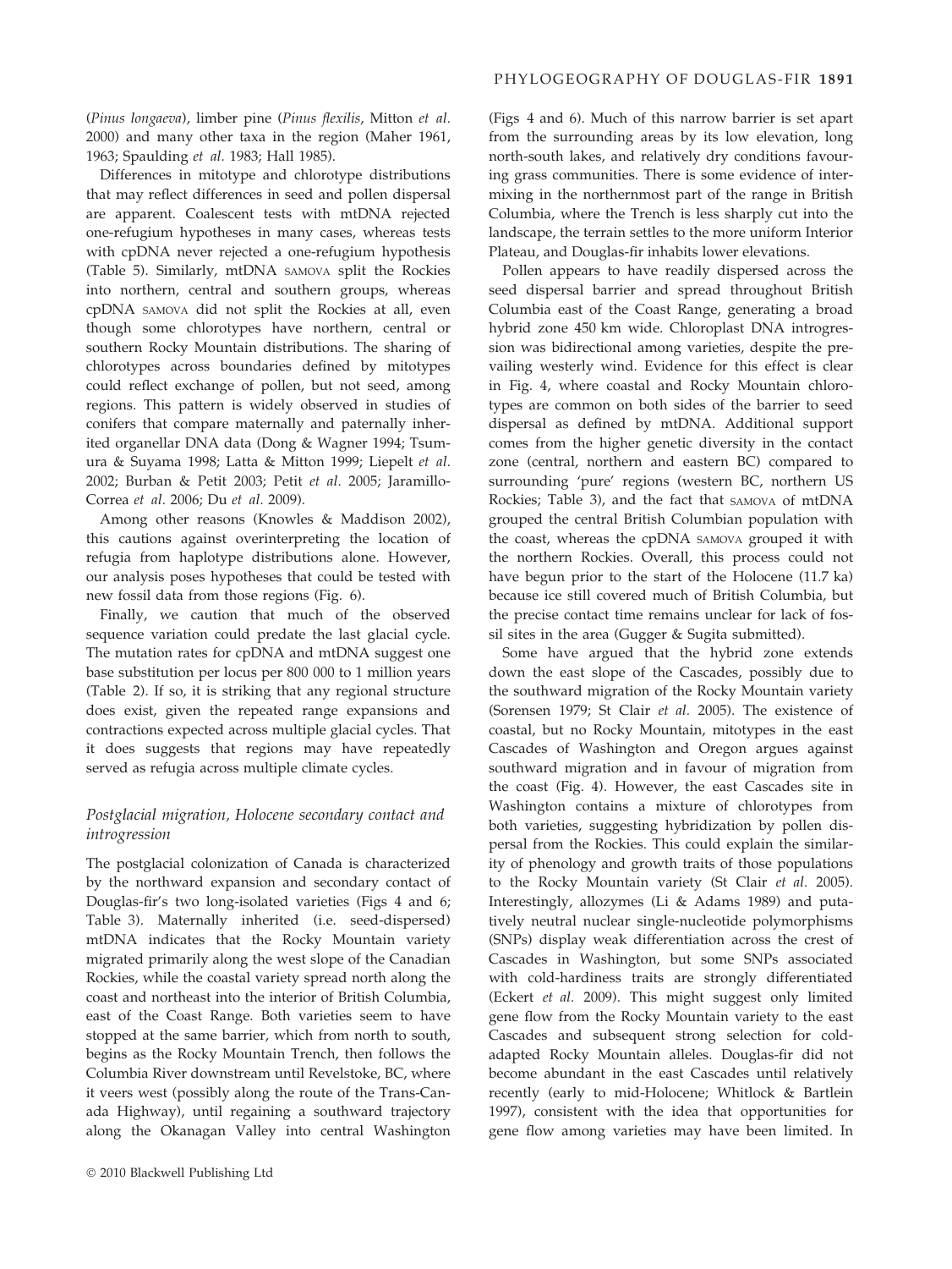(*Pinus longaeva*), limber pine (*Pinus flexilis*, Mitton *et al.* 2000) and many other taxa in the region (Maher 1961, 1963; Spaulding *et al.* 1983; Hall 1985).

Differences in mitotype and chlorotype distributions that may reflect differences in seed and pollen dispersal are apparent. Coalescent tests with mtDNA rejected one-refugium hypotheses in many cases, whereas tests with cpDNA never rejected a one-refugium hypothesis (Table 5). Similarly, mtDNA SAMOVA split the Rockies into northern, central and southern groups, whereas cpDNA SAMOVA did not split the Rockies at all, even though some chlorotypes have northern, central or southern Rocky Mountain distributions. The sharing of chlorotypes across boundaries defined by mitotypes could reflect exchange of pollen, but not seed, among regions. This pattern is widely observed in studies of conifers that compare maternally and paternally inherited organellar DNA data (Dong & Wagner 1994; Tsumura & Suyama 1998; Latta & Mitton 1999; Liepelt *et al.* 2002; Burban & Petit 2003; Petit *et al.* 2005; Jaramillo-Correa *et al.* 2006; Du *et al.* 2009).

Among other reasons (Knowles & Maddison 2002), this cautions against overinterpreting the location of refugia from haplotype distributions alone. However, our analysis poses hypotheses that could be tested with new fossil data from those regions (Fig. 6).

Finally, we caution that much of the observed sequence variation could predate the last glacial cycle. The mutation rates for cpDNA and mtDNA suggest one base substitution per locus per 800 000 to 1 million years (Table 2). If so, it is striking that any regional structure does exist, given the repeated range expansions and contractions expected across multiple glacial cycles. That it does suggests that regions may have repeatedly served as refugia across multiple climate cycles.

### Postglacial migration, Holocene secondary contact and introgression

The postglacial colonization of Canada is characterized by the northward expansion and secondary contact of Douglas-fir's two long-isolated varieties (Figs 4 and 6; Table 3). Maternally inherited (i.e. seed-dispersed) mtDNA indicates that the Rocky Mountain variety migrated primarily along the west slope of the Canadian Rockies, while the coastal variety spread north along the coast and northeast into the interior of British Columbia, east of the Coast Range. Both varieties seem to have stopped at the same barrier, which from north to south, begins as the Rocky Mountain Trench, then follows the Columbia River downstream until Revelstoke, BC, where it veers west (possibly along the route of the Trans-Canada Highway), until regaining a southward trajectory along the Okanagan Valley into central Washington (Figs 4 and 6). Much of this narrow barrier is set apart from the surrounding areas by its low elevation, long north-south lakes, and relatively dry conditions favouring grass communities. There is some evidence of intermixing in the northernmost part of the range in British Columbia, where the Trench is less sharply cut into the landscape, the terrain settles to the more uniform Interior Plateau, and Douglas-fir inhabits lower elevations.

Pollen appears to have readily dispersed across the seed dispersal barrier and spread throughout British Columbia east of the Coast Range, generating a broad hybrid zone 450 km wide. Chloroplast DNA introgression was bidirectional among varieties, despite the prevailing westerly wind. Evidence for this effect is clear in Fig. 4, where coastal and Rocky Mountain chlorotypes are common on both sides of the barrier to seed dispersal as defined by mtDNA. Additional support comes from the higher genetic diversity in the contact zone (central, northern and eastern BC) compared to surrounding 'pure' regions (western BC, northern US Rockies; Table 3), and the fact that SAMOVA of mtDNA grouped the central British Columbian population with the coast, whereas the cpDNA SAMOVA grouped it with the northern Rockies. Overall, this process could not have begun prior to the start of the Holocene (11.7 ka) because ice still covered much of British Columbia, but the precise contact time remains unclear for lack of fossil sites in the area (Gugger & Sugita submitted).

Some have argued that the hybrid zone extends down the east slope of the Cascades, possibly due to the southward migration of the Rocky Mountain variety (Sorensen 1979; St Clair *et al.* 2005). The existence of coastal, but no Rocky Mountain, mitotypes in the east Cascades of Washington and Oregon argues against southward migration and in favour of migration from the coast (Fig. 4). However, the east Cascades site in Washington contains a mixture of chlorotypes from both varieties, suggesting hybridization by pollen dispersal from the Rockies. This could explain the similarity of phenology and growth traits of those populations to the Rocky Mountain variety (St Clair *et al.* 2005). Interestingly, allozymes (Li & Adams 1989) and putatively neutral nuclear single-nucleotide polymorphisms (SNPs) display weak differentiation across the crest of Cascades in Washington, but some SNPs associated with cold-hardiness traits are strongly differentiated (Eckert *et al.* 2009). This might suggest only limited gene flow from the Rocky Mountain variety to the east Cascades and subsequent strong selection for cold-adapted Rocky Mountain alleles. Douglas-fir did not become abundant in the east Cascades until relatively recently (early to mid-Holocene; Whitlock & Bartlein 1997), consistent with the idea that opportunities for gene flow among varieties may have been limited. In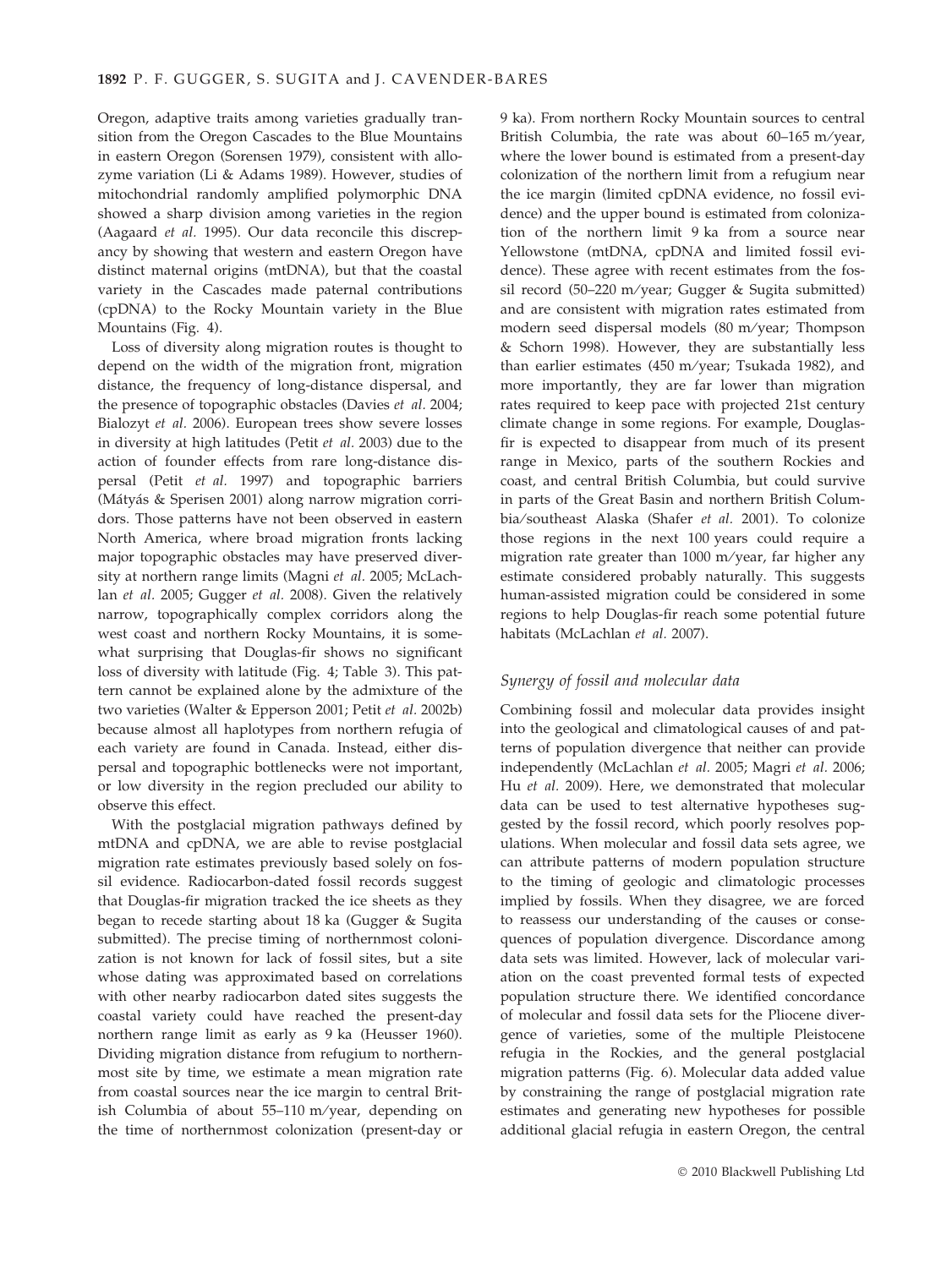Oregon, adaptive traits among varieties gradually transition from the Oregon Cascades to the Blue Mountains in eastern Oregon (Sorensen 1979), consistent with allozyme variation (Li & Adams 1989). However, studies of mitochondrial randomly amplified polymorphic DNA showed a sharp division among varieties in the region (Aagaard *et al.* 1995). Our data reconcile this discrepancy by showing that western and eastern Oregon have distinct maternal origins (mtDNA), but that the coastal variety in the Cascades made paternal contributions (cpDNA) to the Rocky Mountain variety in the Blue Mountains (Fig. 4).

Loss of diversity along migration routes is thought to depend on the width of the migration front, migration distance, the frequency of long-distance dispersal, and the presence of topographic obstacles (Davies *et al.* 2004; Bialozyt *et al.* 2006). European trees show severe losses in diversity at high latitudes (Petit *et al.* 2003) due to the action of founder effects from rare long-distance dispersal (Petit *et al.* 1997) and topographic barriers (Mátyás & Sperisen 2001) along narrow migration corridors. Those patterns have not been observed in eastern North America, where broad migration fronts lacking major topographic obstacles may have preserved diversity at northern range limits (Magni *et al.* 2005; McLachlan *et al.* 2005; Gugger *et al.* 2008). Given the relatively narrow, topographically complex corridors along the west coast and northern Rocky Mountains, it is somewhat surprising that Douglas-fir shows no significant loss of diversity with latitude (Fig. 4; Table 3). This pattern cannot be explained alone by the admixture of the two varieties (Walter & Epperson 2001; Petit *et al.* 2002b) because almost all haplotypes from northern refugia of each variety are found in Canada. Instead, either dispersal and topographic bottlenecks were not important, or low diversity in the region precluded our ability to observe this effect.

With the postglacial migration pathways defined by mtDNA and cpDNA, we are able to revise postglacial migration rate estimates previously based solely on fossil evidence. Radiocarbon-dated fossil records suggest that Douglas-fir migration tracked the ice sheets as they began to recede starting about 18 ka (Gugger & Sugita submitted). The precise timing of northernmost colonization is not known for lack of fossil sites, but a site whose dating was approximated based on correlations with other nearby radiocarbon dated sites suggests the coastal variety could have reached the present-day northern range limit as early as 9 ka (Heusser 1960). Dividing migration distance from refugium to northernmost site by time, we estimate a mean migration rate from coastal sources near the ice margin to central British Columbia of about 55–110 m/year, depending on the time of northernmost colonization (present-day or 9 ka). From northern Rocky Mountain sources to central British Columbia, the rate was about 60–165 m/year, where the lower bound is estimated from a present-day colonization of the northern limit from a refugium near the ice margin (limited cpDNA evidence, no fossil evidence) and the upper bound is estimated from colonization of the northern limit 9 ka from a source near Yellowstone (mtDNA, cpDNA and limited fossil evidence). These agree with recent estimates from the fossil record (50–220 m/year; Gugger & Sugita submitted) and are consistent with migration rates estimated from modern seed dispersal models (80 m/year; Thompson & Schorn 1998). However, they are substantially less than earlier estimates (450 m/year; Tsukada 1982), and more importantly, they are far lower than migration rates required to keep pace with projected 21st century climate change in some regions. For example, Douglas-fir is expected to disappear from much of its present range in Mexico, parts of the southern Rockies and coast, and central British Columbia, but could survive in parts of the Great Basin and northern British Columbia/southeast Alaska (Shafer *et al.* 2001). To colonize those regions in the next 100 years could require a migration rate greater than 1000 m/year, far higher any estimate considered probably naturally. This suggests human-assisted migration could be considered in some regions to help Douglas-fir reach some potential future habitats (McLachlan *et al.* 2007).

### *Synergy of fossil and molecular data*

Combining fossil and molecular data provides insight into the geological and climatological causes of and patterns of population divergence that neither can provide independently (McLachlan *et al.* 2005; Magri *et al.* 2006; Hu *et al.* 2009). Here, we demonstrated that molecular data can be used to test alternative hypotheses suggested by the fossil record, which poorly resolves populations. When molecular and fossil data sets agree, we can attribute patterns of modern population structure to the timing of geologic and climatologic processes implied by fossils. When they disagree, we are forced to reassess our understanding of the causes or consequences of population divergence. Discordance among data sets was limited. However, lack of molecular variation on the coast prevented formal tests of expected population structure there. We identified concordance of molecular and fossil data sets for the Pliocene divergence of varieties, some of the multiple Pleistocene refugia in the Rockies, and the general postglacial migration patterns (Fig. 6). Molecular data added value by constraining the range of postglacial migration rate estimates and generating new hypotheses for possible additional glacial refugia in eastern Oregon, the central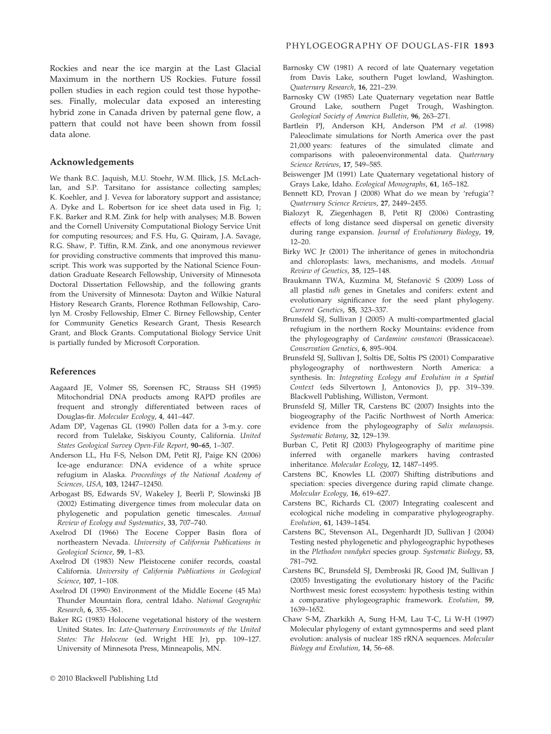Rockies and near the ice margin at the Last Glacial Maximum in the northern US Rockies. Future fossil pollen studies in each region could test those hypotheses. Finally, molecular data exposed an interesting hybrid zone in Canada driven by paternal gene flow, a pattern that could not have been shown from fossil data alone.

## Acknowledgements

We thank B.C. Jaquish, M.U. Stoehr, W.M. Illick, J.S. McLachlan, and S.P. Tarsitano for assistance collecting samples; K. Koehler, and J. Vevea for laboratory support and assistance; A. Dyke and L. Robertson for ice sheet data used in Fig. 1; F.K. Barker and R.M. Zink for help with analyses; M.B. Bowen and the Cornell University Computational Biology Service Unit for computing resources; and F.S. Hu, G. Quiram, J.A. Savage, R.G. Shaw, P. Tiffin, R.M. Zink, and one anonymous reviewer for providing constructive comments that improved this manuscript. This work was supported by the National Science Foundation Graduate Research Fellowship, University of Minnesota Doctoral Dissertation Fellowship, and the following grants from the University of Minnesota: Dayton and Wilkie Natural History Research Grants, Florence Rothman Fellowship, Carolyn M. Crosby Fellowship, Elmer C. Birney Fellowship, Center for Community Genetics Research Grant, Thesis Research Grant, and Block Grants. Computational Biology Service Unit is partially funded by Microsoft Corporation.

## References

Aagaard JE, Volmer SS, Sorensen FC, Strauss SH (1995) Mitochondrial DNA products among RAPD profiles are frequent and strongly differentiated between races of Douglas-fir. *Molecular Ecology*, **4**, 441–447.

Adam DP, Vagenas GL (1990) Pollen data for a 3-m.y. core record from Tulelake, Siskiyou County, California. *United States Geological Survey Open-File Report*, **90–65**, 1–307.

Anderson LL, Hu F-S, Nelson DM, Petit RJ, Paige KN (2006) Ice-age endurance: DNA evidence of a white spruce refugium in Alaska. *Proceedings of the National Academy of Sciences, USA*, **103**, 12447–12450.

Arbogast BS, Edwards SV, Wakeley J, Beerli P, Slowinski JB (2002) Estimating divergence times from molecular data on phylogenetic and population genetic timescales. *Annual Review of Ecology and Systematics*, **33**, 707–740.

Axelrod DI (1966) The Eocene Copper Basin flora of northeastern Nevada. *University of California Publications in Geological Science*, **59**, 1–83.

Axelrod DI (1983) New Pleistocene conifer records, coastal California. *University of California Publications in Geological Science*, **107**, 1–108.

Axelrod DI (1990) Environment of the Middle Eocene (45 Ma) Thunder Mountain flora, central Idaho. *National Geographic Research*, **6**, 355–361.

Baker RG (1983) Holocene vegetational history of the western United States. In: *Late-Quaternary Environments of the United States: The Holocene* (ed. Wright HE Jr), pp. 109–127. University of Minnesota Press, Minneapolis, MN.

Barnosky CW (1981) A record of late Quaternary vegetation from Davis Lake, southern Puget lowland, Washington. *Quaternary Research*, **16**, 221–239.

Barnosky CW (1985) Late Quaternary vegetation near Battle Ground Lake, southern Puget Trough, Washington. *Geological Society of America Bulletin*, **96**, 263–271.

Bartlein PJ, Anderson KH, Anderson PM *et al.* (1998) Paleoclimate simulations for North America over the past 21,000 years: features of the simulated climate and comparisons with paleoenvironmental data. *Quaternary Science Reviews*, **17**, 549–585.

Beiswenger JM (1991) Late Quaternary vegetational history of Grays Lake, Idaho. *Ecological Monographs*, **61**, 165–182.

Bennett KD, Provan J (2008) What do we mean by 'refugia'? *Quaternary Science Reviews*, **27**, 2449–2455.

Bialozyt R, Ziegenhagen B, Petit RJ (2006) Contrasting effects of long distance seed dispersal on genetic diversity during range expansion. *Journal of Evolutionary Biology*, **19**, 12–20.

Birky WC Jr (2001) The inheritance of genes in mitochondria and chloroplasts: laws, mechanisms, and models. *Annual Review of Genetics*, **35**, 125–148.

Braukmann TWA, Kuzmina M, Stefanović S (2009) Loss of all plastid *ndh* genes in Gnetales and conifers: extent and evolutionary significance for the seed plant phylogeny. *Current Genetics*, **55**, 323–337.

Brunsfeld SJ, Sullivan J (2005) A multi-compartmented glacial refugium in the northern Rocky Mountains: evidence from the phylogeography of *Cardamine constancei* (Brassicaceae). *Conservation Genetics*, **6**, 895–904.

Brunsfeld SJ, Sullivan J, Soltis DE, Soltis PS (2001) Comparative phylogeography of northwestern North America: a synthesis. In: *Integrating Ecology and Evolution in a Spatial Context* (eds Silvertown J, Antonovics J), pp. 319–339. Blackwell Publishing, Williston, Vermont.

Brunsfeld SJ, Miller TR, Carstens BC (2007) Insights into the biogeography of the Pacific Northwest of North America: evidence from the phylogeography of *Salix melanopsis*. *Systematic Botany*, **32**, 129–139.

Burban C, Petit RJ (2003) Phylogeography of maritime pine inferred with organelle markers having contrasted inheritance. *Molecular Ecology*, **12**, 1487–1495.

Carstens BC, Knowles LL (2007) Shifting distributions and speciation: species divergence during rapid climate change. *Molecular Ecology*, **16**, 619–627.

Carstens BC, Richards CL (2007) Integrating coalescent and ecological niche modeling in comparative phylogeography. *Evolution*, **61**, 1439–1454.

Carstens BC, Stevenson AL, Degenhardt JD, Sullivan J (2004) Testing nested phylogenetic and phylogeographic hypotheses in the *Plethodon vandykei* species group. *Systematic Biology*, **53**, 781–792.

Carstens BC, Brunsfeld SJ, Dembroski JR, Good JM, Sullivan J (2005) Investigating the evolutionary history of the Pacific Northwest mesic forest ecosystem: hypothesis testing within a comparative phylogeographic framework. *Evolution*, **59**, 1639–1652.

Chaw S-M, Zharkikh A, Sung H-M, Lau T-C, Li W-H (1997) Molecular phylogeny of extant gymnosperms and seed plant evolution: analysis of nuclear 18S rRNA sequences. *Molecular Biology and Evolution*, **14**, 56–68.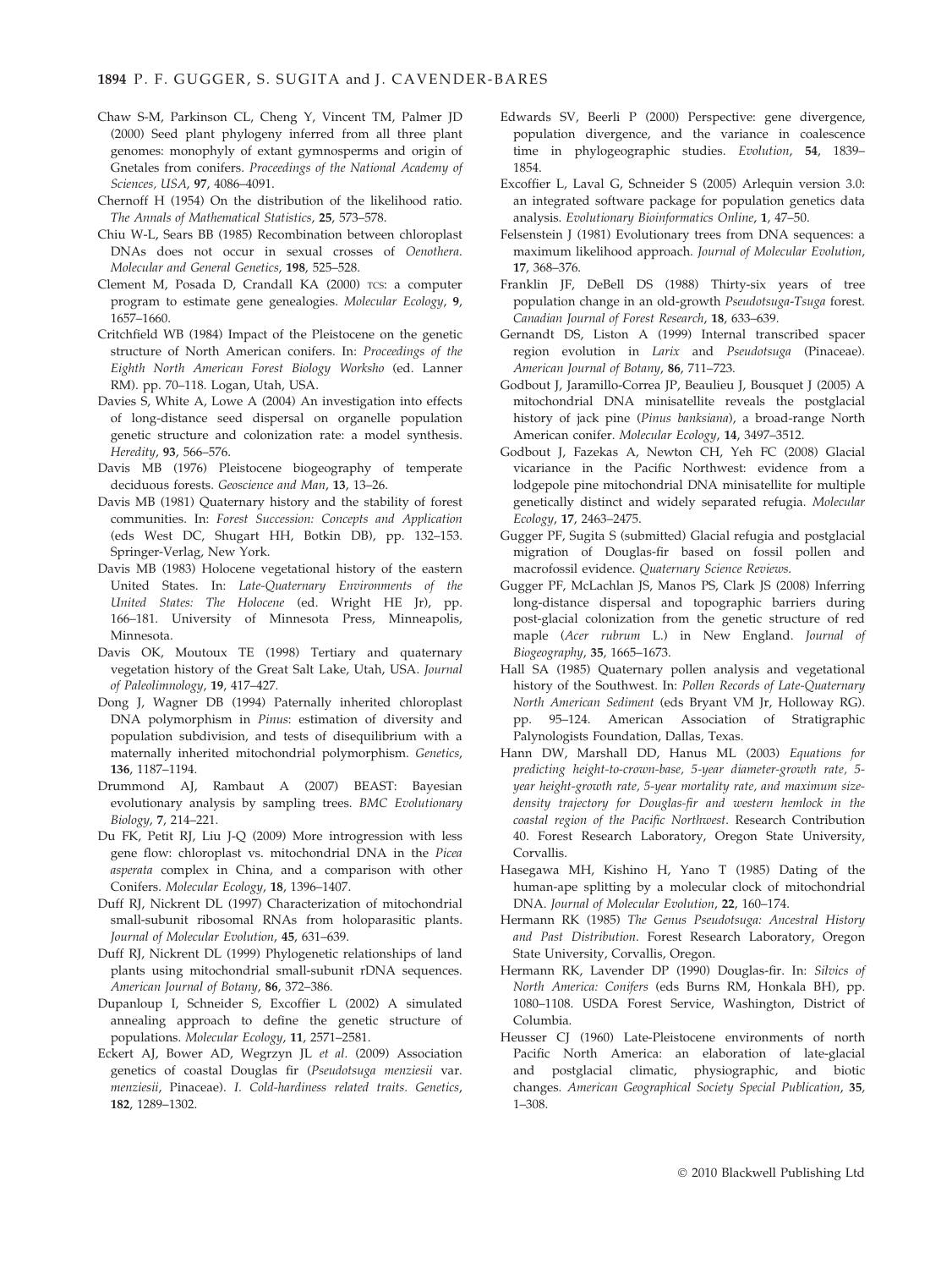Chaw S-M, Parkinson CL, Cheng Y, Vincent TM, Palmer JD (2000) Seed plant phylogeny inferred from all three plant genomes: monophyly of extant gymnosperms and origin of Gnetales from conifers. *Proceedings of the National Academy of Sciences, USA*, **97**, 4086–4091.

Chernoff H (1954) On the distribution of the likelihood ratio. *The Annals of Mathematical Statistics*, **25**, 573–578.

Chiu W-L, Sears BB (1985) Recombination between chloroplast DNAs does not occur in sexual crosses of *Oenothera*. *Molecular and General Genetics*, **198**, 525–528.

Clement M, Posada D, Crandall KA (2000) TCS: a computer program to estimate gene genealogies. *Molecular Ecology*, **9**, 1657–1660.

Critchfield WB (1984) Impact of the Pleistocene on the genetic structure of North American conifers. In: *Proceedings of the Eighth North American Forest Biology Worksho* (ed. Lanner RM). pp. 70–118. Logan, Utah, USA.

Davies S, White A, Lowe A (2004) An investigation into effects of long-distance seed dispersal on organelle population genetic structure and colonization rate: a model synthesis. *Heredity*, **93**, 566–576.

Davis MB (1976) Pleistocene biogeography of temperate deciduous forests. *Geoscience and Man*, **13**, 13–26.

Davis MB (1981) Quaternary history and the stability of forest communities. In: *Forest Succession: Concepts and Application* (eds West DC, Shugart HH, Botkin DB), pp. 132–153. Springer-Verlag, New York.

Davis MB (1983) Holocene vegetational history of the eastern United States. In: *Late-Quaternary Environments of the United States: The Holocene* (ed. Wright HE Jr), pp. 166–181. University of Minnesota Press, Minneapolis, Minnesota.

Davis OK, Moutoux TE (1998) Tertiary and quaternary vegetation history of the Great Salt Lake, Utah, USA. *Journal of Paleolimnology*, **19**, 417–427.

Dong J, Wagner DB (1994) Paternally inherited chloroplast DNA polymorphism in *Pinus*: estimation of diversity and population subdivision, and tests of disequilibrium with a maternally inherited mitochondrial polymorphism. *Genetics*, **136**, 1187–1194.

Drummond AJ, Rambaut A (2007) BEAST: Bayesian evolutionary analysis by sampling trees. *BMC Evolutionary Biology*, **7**, 214–221.

Du FK, Petit RJ, Liu J-Q (2009) More introgression with less gene flow: chloroplast vs. mitochondrial DNA in the *Picea asperata* complex in China, and a comparison with other Conifers. *Molecular Ecology*, **18**, 1396–1407.

Duff RJ, Nickrent DL (1997) Characterization of mitochondrial small-subunit ribosomal RNAs from holoparasitic plants. *Journal of Molecular Evolution*, **45**, 631–639.

Duff RJ, Nickrent DL (1999) Phylogenetic relationships of land plants using mitochondrial small-subunit rDNA sequences. *American Journal of Botany*, **86**, 372–386.

Dupanloup I, Schneider S, Excoffier L (2002) A simulated annealing approach to define the genetic structure of populations. *Molecular Ecology*, **11**, 2571–2581.

Eckert AJ, Bower AD, Wegrzyn JL *et al.* (2009) Association genetics of coastal Douglas fir (*Pseudotsuga menziesii* var. *menziesii*, Pinaceae). *I. Cold-hardiness related traits. Genetics*, **182**, 1289–1302.

Edwards SV, Beerli P (2000) Perspective: gene divergence, population divergence, and the variance in coalescence time in phylogeographic studies. *Evolution*, **54**, 1839–1854.

Excoffier L, Laval G, Schneider S (2005) Arlequin version 3.0: an integrated software package for population genetics data analysis. *Evolutionary Bioinformatics Online*, **1**, 47–50.

Felsenstein J (1981) Evolutionary trees from DNA sequences: a maximum likelihood approach. *Journal of Molecular Evolution*, **17**, 368–376.

Franklin JF, DeBell DS (1988) Thirty-six years of tree population change in an old-growth *Pseudotsuga-Tsuga* forest. *Canadian Journal of Forest Research*, **18**, 633–639.

Gernandt DS, Liston A (1999) Internal transcribed spacer region evolution in *Larix* and *Pseudotsuga* (Pinaceae). *American Journal of Botany*, **86**, 711–723.

Godbout J, Jaramillo-Correa JP, Beaulieu J, Bousquet J (2005) A mitochondrial DNA minisatellite reveals the postglacial history of jack pine (*Pinus banksiana*), a broad-range North American conifer. *Molecular Ecology*, **14**, 3497–3512.

Godbout J, Fazekas A, Newton CH, Yeh FC (2008) Glacial vicariance in the Pacific Northwest: evidence from a lodgepole pine mitochondrial DNA minisatellite for multiple genetically distinct and widely separated refugia. *Molecular Ecology*, **17**, 2463–2475.

Gugger PF, Sugita S (submitted) Glacial refugia and postglacial migration of Douglas-fir based on fossil pollen and macrofossil evidence. *Quaternary Science Reviews*.

Gugger PF, McLachlan JS, Manos PS, Clark JS (2008) Inferring long-distance dispersal and topographic barriers during post-glacial colonization from the genetic structure of red maple (*Acer rubrum* L.) in New England. *Journal of Biogeography*, **35**, 1665–1673.

Hall SA (1985) Quaternary pollen analysis and vegetational history of the Southwest. In: *Pollen Records of Late-Quaternary North American Sediment* (eds Bryant VM Jr, Holloway RG). pp. 95–124. American Association of Stratigraphic Palynologists Foundation, Dallas, Texas.

Hann DW, Marshall DD, Hanus ML (2003) *Equations for predicting height-to-crown-base, 5-year diameter-growth rate, 5-year height-growth rate, 5-year mortality rate, and maximum size-density trajectory for Douglas-fir and western hemlock in the coastal region of the Pacific Northwest*. Research Contribution 40. Forest Research Laboratory, Oregon State University, Corvallis.

Hasegawa MH, Kishino H, Yano T (1985) Dating of the human-ape splitting by a molecular clock of mitochondrial DNA. *Journal of Molecular Evolution*, **22**, 160–174.

Hermann RK (1985) *The Genus Pseudotsuga: Ancestral History and Past Distribution*. Forest Research Laboratory, Oregon State University, Corvallis, Oregon.

Hermann RK, Lavender DP (1990) Douglas-fir. In: *Silvics of North America: Conifers* (eds Burns RM, Honkala BH), pp. 1080–1108. USDA Forest Service, Washington, District of Columbia.

Heusser CJ (1960) Late-Pleistocene environments of north Pacific North America: an elaboration of late-glacial and postglacial climatic, physiographic, and biotic changes. *American Geographical Society Special Publication*, **35**, 1–308.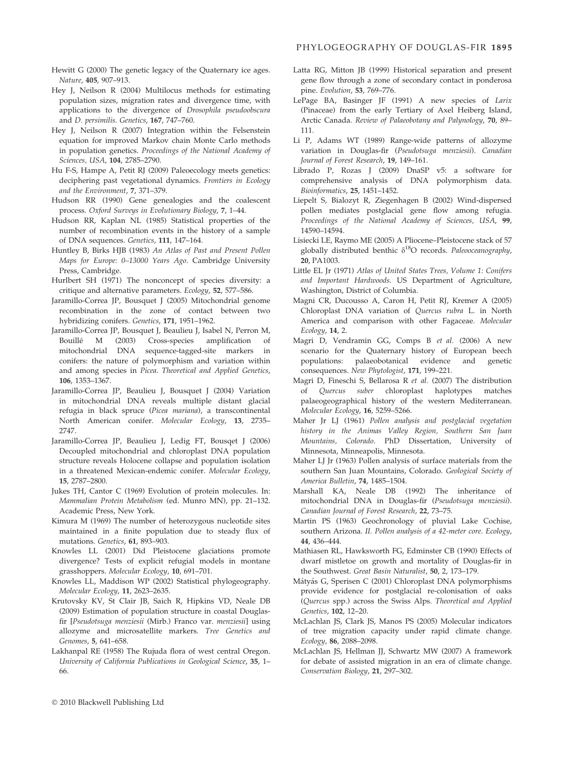Hewitt G (2000) The genetic legacy of the Quaternary ice ages. *Nature*, **405**, 907–913.

Hey J, Neilson R (2004) Multilocus methods for estimating population sizes, migration rates and divergence time, with applications to the divergence of *Drosophila pseudoobscura* and *D. persimilis*. *Genetics*, **167**, 747–760.

Hey J, Neilson R (2007) Integration within the Felsenstein equation for improved Markov chain Monte Carlo methods in population genetics. *Proceedings of the National Academy of Sciences, USA*, **104**, 2785–2790.

Hu F-S, Hampe A, Petit RJ (2009) Paleoecology meets genetics: deciphering past vegetational dynamics. *Frontiers in Ecology and the Environment*, **7**, 371–379.

Hudson RR (1990) Gene genealogies and the coalescent process. *Oxford Surveys in Evolutionary Biology*, **7**, 1–44.

Hudson RR, Kaplan NL (1985) Statistical properties of the number of recombination events in the history of a sample of DNA sequences. *Genetics*, **111**, 147–164.

Huntley B, Birks HJB (1983) *An Atlas of Past and Present Pollen Maps for Europe: 0–13000 Years Ago*. Cambridge University Press, Cambridge.

Hurlbert SH (1971) The nonconcept of species diversity: a critique and alternative parameters. *Ecology*, **52**, 577–586.

Jaramillo-Correa JP, Bousquet J (2005) Mitochondrial genome recombination in the zone of contact between two hybridizing conifers. *Genetics*, **171**, 1951–1962.

Jaramillo-Correa JP, Bousquet J, Beaulieu J, Isabel N, Perron M, Bouillé M (2003) Cross-species amplification of mitochondrial DNA sequence-tagged-site markers in conifers: the nature of polymorphism and variation within and among species in *Picea*. *Theoretical and Applied Genetics*, **106**, 1353–1367.

Jaramillo-Correa JP, Beaulieu J, Bousquet J (2004) Variation in mitochondrial DNA reveals multiple distant glacial refugia in black spruce (*Picea mariana*), a transcontinental North American conifer. *Molecular Ecology*, **13**, 2735–2747.

Jaramillo-Correa JP, Beaulieu J, Ledig FT, Bousqet J (2006) Decoupled mitochondrial and chloroplast DNA population structure reveals Holocene collapse and population isolation in a threatened Mexican-endemic conifer. *Molecular Ecology*, **15**, 2787–2800.

Jukes TH, Cantor C (1969) Evolution of protein molecules. In: *Mammalian Protein Metabolism* (ed. Munro MN), pp. 21–132. Academic Press, New York.

Kimura M (1969) The number of heterozygous nucleotide sites maintained in a finite population due to steady flux of mutations. *Genetics*, **61**, 893–903.

Knowles LL (2001) Did Pleistocene glaciations promote divergence? Tests of explicit refugial models in montane grasshoppers. *Molecular Ecology*, **10**, 691–701.

Knowles LL, Maddison WP (2002) Statistical phylogeography. *Molecular Ecology*, **11**, 2623–2635.

Krutovsky KV, St Clair JB, Saich R, Hipkins VD, Neale DB (2009) Estimation of population structure in coastal Douglas-fir [*Pseudotsuga menziesii* (Mirb.) Franco var. *menziesii*] using allozyme and microsatellite markers. *Tree Genetics and Genomes*, **5**, 641–658.

Lakhanpal RE (1958) The Rujuda flora of west central Oregon. *University of California Publications in Geological Science*, **35**, 1–66.

Latta RG, Mitton JB (1999) Historical separation and present gene flow through a zone of secondary contact in ponderosa pine. *Evolution*, **53**, 769–776.

LePage BA, Basinger JF (1991) A new species of *Larix* (Pinaceae) from the early Tertiary of Axel Heiberg Island, Arctic Canada. *Review of Palaeobotany and Palynology*, **70**, 89–111.

Li P, Adams WT (1989) Range-wide patterns of allozyme variation in Douglas-fir (*Pseudotsuga menziesii*). *Canadian Journal of Forest Research*, **19**, 149–161.

Librado P, Rozas J (2009) DnaSP v5: a software for comprehensive analysis of DNA polymorphism data. *Bioinformatics*, **25**, 1451–1452.

Liepelt S, Bialozyt R, Ziegenhagen B (2002) Wind-dispersed pollen mediates postglacial gene flow among refugia. *Proceedings of the National Academy of Sciences, USA*, **99**, 14590–14594.

Lisiecki LE, Raymo ME (2005) A Pliocene–Pleistocene stack of 57 globally distributed benthic $\delta^{18}$O records. *Paleooceanography*, **20**, PA1003.

Little EL Jr (1971) *Atlas of United States Trees, Volume 1: Conifers and Important Hardwoods*. US Department of Agriculture, Washington, District of Columbia.

Magni CR, Ducousso A, Caron H, Petit RJ, Kremer A (2005) Chloroplast DNA variation of *Quercus rubra* L. in North America and comparison with other Fagaceae. *Molecular Ecology*, **14**, 2.

Magri D, Vendramin GG, Comps B *et al.* (2006) A new scenario for the Quaternary history of European beech populations: palaeobotanical evidence and genetic consequences. *New Phytologist*, **171**, 199–221.

Magri D, Fineschi S, Bellarosa R *et al*. (2007) The distribution of *Quercus suber* chloroplast haplotypes matches palaeogeographical history of the western Mediterranean. *Molecular Ecology*, **16**, 5259–5266.

Maher Jr LJ (1961) *Pollen analysis and postglacial vegetation history in the Animas Valley Region, Southern San Juan Mountains, Colorado*. PhD Dissertation, University of Minnesota, Minneapolis, Minnesota.

Maher LJ Jr (1963) Pollen analysis of surface materials from the southern San Juan Mountains, Colorado. *Geological Society of America Bulletin*, **74**, 1485–1504.

Marshall KA, Neale DB (1992) The inheritance of mitochondrial DNA in Douglas-fir (*Pseudotsuga menziesii*). *Canadian Journal of Forest Research*, **22**, 73–75.

Martin PS (1963) Geochronology of pluvial Lake Cochise, southern Arizona. *II. Pollen analysis of a 42-meter core. Ecology*, **44**, 436–444.

Mathiasen RL, Hawksworth FG, Edminster CB (1990) Effects of dwarf mistletoe on growth and mortality of Douglas-fir in the Southwest. *Great Basin Naturalist*, **50**, 2, 173–179.

Mátyás G, Sperisen C (2001) Chloroplast DNA polymorphisms provide evidence for postglacial re-colonisation of oaks (*Quercus* spp.) across the Swiss Alps. *Theoretical and Applied Genetics*, **102**, 12–20.

McLachlan JS, Clark JS, Manos PS (2005) Molecular indicators of tree migration capacity under rapid climate change. *Ecology*, **86**, 2088–2098.

McLachlan JS, Hellman JJ, Schwartz MW (2007) A framework for debate of assisted migration in an era of climate change. *Conservation Biology*, **21**, 297–302.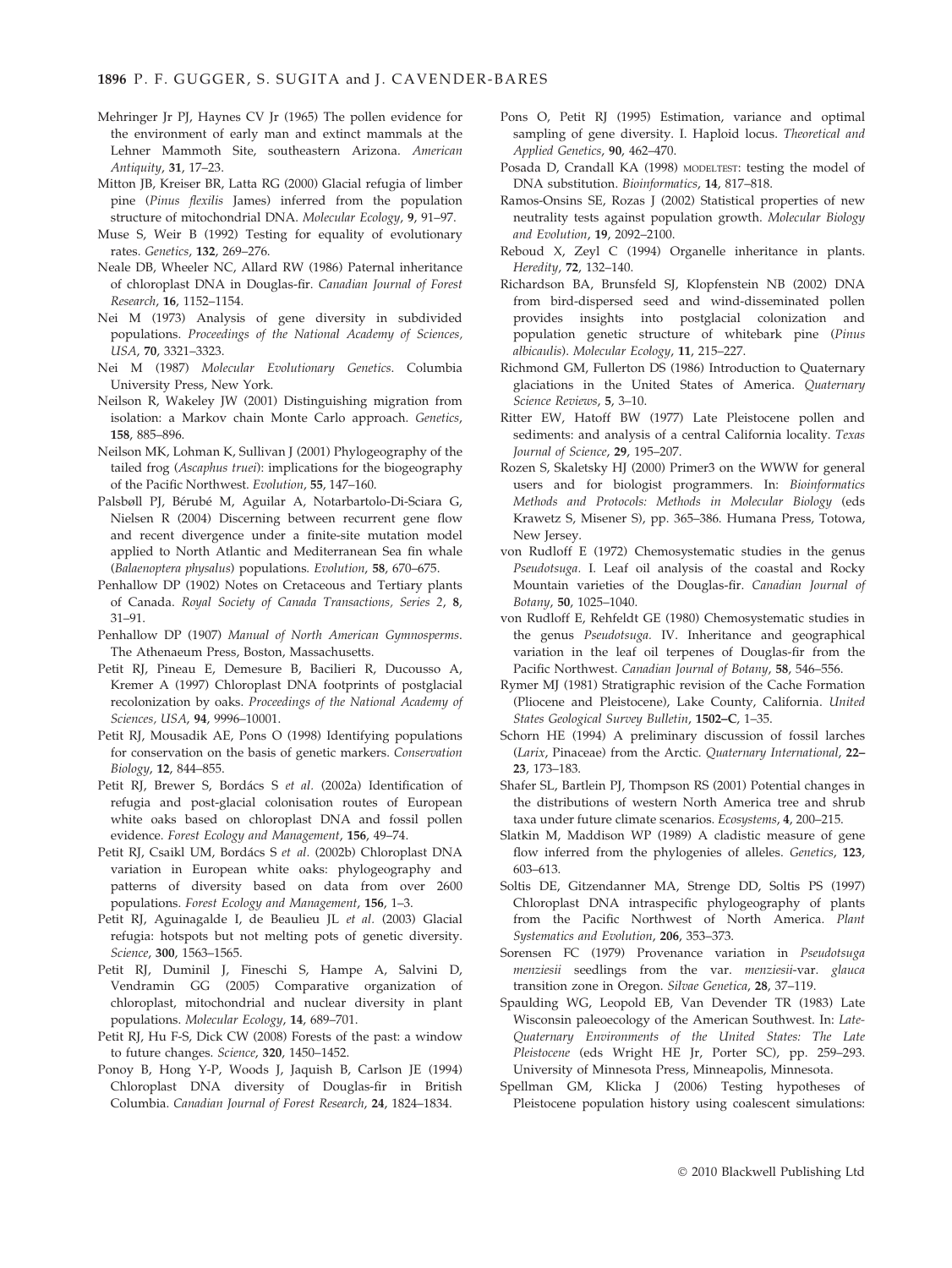Mehringer Jr PJ, Haynes CV Jr (1965) The pollen evidence for the environment of early man and extinct mammals at the Lehner Mammoth Site, southeastern Arizona. *American Antiquity*, **31**, 17–23.

Mitton JB, Kreiser BR, Latta RG (2000) Glacial refugia of limber pine (*Pinus flexilis* James) inferred from the population structure of mitochondrial DNA. *Molecular Ecology*, **9**, 91–97.

Muse S, Weir B (1992) Testing for equality of evolutionary rates. *Genetics*, **132**, 269–276.

Neale DB, Wheeler NC, Allard RW (1986) Paternal inheritance of chloroplast DNA in Douglas-fir. *Canadian Journal of Forest Research*, **16**, 1152–1154.

Nei M (1973) Analysis of gene diversity in subdivided populations. *Proceedings of the National Academy of Sciences, USA*, **70**, 3321–3323.

Nei M (1987) *Molecular Evolutionary Genetics*. Columbia University Press, New York.

Neilson R, Wakeley JW (2001) Distinguishing migration from isolation: a Markov chain Monte Carlo approach. *Genetics*, **158**, 885–896.

Neilson MK, Lohman K, Sullivan J (2001) Phylogeography of the tailed frog (*Ascaphus truei*): implications for the biogeography of the Pacific Northwest. *Evolution*, **55**, 147–160.

Palsbøll PJ, Bérubé M, Aguilar A, Notarbartolo-Di-Sciara G, Nielsen R (2004) Discerning between recurrent gene flow and recent divergence under a finite-site mutation model applied to North Atlantic and Mediterranean Sea fin whale (*Balaenoptera physalus*) populations. *Evolution*, **58**, 670–675.

Penhallow DP (1902) Notes on Cretaceous and Tertiary plants of Canada. *Royal Society of Canada Transactions, Series 2*, **8**, 31–91.

Penhallow DP (1907) *Manual of North American Gymnosperms*. The Athenaeum Press, Boston, Massachusetts.

Petit RJ, Pineau E, Demesure B, Bacilieri R, Ducousso A, Kremer A (1997) Chloroplast DNA footprints of postglacial recolonization by oaks. *Proceedings of the National Academy of Sciences, USA*, **94**, 9996–10001.

Petit RJ, Mousadik AE, Pons O (1998) Identifying populations for conservation on the basis of genetic markers. *Conservation Biology*, **12**, 844–855.

Petit RJ, Brewer S, Bordács S *et al*. (2002a) Identification of refugia and post-glacial colonisation routes of European white oaks based on chloroplast DNA and fossil pollen evidence. *Forest Ecology and Management*, **156**, 49–74.

Petit RJ, Csaikl UM, Bordács S *et al*. (2002b) Chloroplast DNA variation in European white oaks: phylogeography and patterns of diversity based on data from over 2600 populations. *Forest Ecology and Management*, **156**, 1–3.

Petit RJ, Aguinagalde I, de Beaulieu JL *et al*. (2003) Glacial refugia: hotspots but not melting pots of genetic diversity. *Science*, **300**, 1563–1565.

Petit RJ, Duminil J, Fineschi S, Hampe A, Salvini D, Vendramin GG (2005) Comparative organization of chloroplast, mitochondrial and nuclear diversity in plant populations. *Molecular Ecology*, **14**, 689–701.

Petit RJ, Hu F-S, Dick CW (2008) Forests of the past: a window to future changes. *Science*, **320**, 1450–1452.

Ponoy B, Hong Y-P, Woods J, Jaquish B, Carlson JE (1994) Chloroplast DNA diversity of Douglas-fir in British Columbia. *Canadian Journal of Forest Research*, **24**, 1824–1834.

Pons O, Petit RJ (1995) Estimation, variance and optimal sampling of gene diversity. I. Haploid locus. *Theoretical and Applied Genetics*, **90**, 462–470.

Posada D, Crandall KA (1998) MODELTEST: testing the model of DNA substitution. *Bioinformatics*, **14**, 817–818.

Ramos-Onsins SE, Rozas J (2002) Statistical properties of new neutrality tests against population growth. *Molecular Biology and Evolution*, **19**, 2092–2100.

Reboud X, Zeyl C (1994) Organelle inheritance in plants. *Heredity*, **72**, 132–140.

Richardson BA, Brunsfeld SJ, Klopfenstein NB (2002) DNA from bird-dispersed seed and wind-disseminated pollen provides insights into postglacial colonization and population genetic structure of whitebark pine (*Pinus albicaulis*). *Molecular Ecology*, **11**, 215–227.

Richmond GM, Fullerton DS (1986) Introduction to Quaternary glaciations in the United States of America. *Quaternary Science Reviews*, **5**, 3–10.

Ritter EW, Hatoff BW (1977) Late Pleistocene pollen and sediments: and analysis of a central California locality. *Texas Journal of Science*, **29**, 195–207.

Rozen S, Skaletsky HJ (2000) Primer3 on the WWW for general users and for biologist programmers. In: *Bioinformatics Methods and Protocols: Methods in Molecular Biology* (eds Krawetz S, Misener S), pp. 365–386. Humana Press, Totowa, New Jersey.

von Rudloff E (1972) Chemosystematic studies in the genus *Pseudotsuga*. I. Leaf oil analysis of the coastal and Rocky Mountain varieties of the Douglas-fir. *Canadian Journal of Botany*, **50**, 1025–1040.

von Rudloff E, Rehfeldt GE (1980) Chemosystematic studies in the genus *Pseudotsuga*. IV. Inheritance and geographical variation in the leaf oil terpenes of Douglas-fir from the Pacific Northwest. *Canadian Journal of Botany*, **58**, 546–556.

Rymer MJ (1981) Stratigraphic revision of the Cache Formation (Pliocene and Pleistocene), Lake County, California. *United States Geological Survey Bulletin*, **1502–C**, 1–35.

Schorn HE (1994) A preliminary discussion of fossil larches (*Larix*, Pinaceae) from the Arctic. *Quaternary International*, **22–23**, 173–183.

Shafer SL, Bartlein PJ, Thompson RS (2001) Potential changes in the distributions of western North America tree and shrub taxa under future climate scenarios. *Ecosystems*, **4**, 200–215.

Slatkin M, Maddison WP (1989) A cladistic measure of gene flow inferred from the phylogenies of alleles. *Genetics*, **123**, 603–613.

Soltis DE, Gitzendanner MA, Strenge DD, Soltis PS (1997) Chloroplast DNA intraspecific phylogeography of plants from the Pacific Northwest of North America. *Plant Systematics and Evolution*, **206**, 353–373.

Sorensen FC (1979) Provenance variation in *Pseudotsuga menziesii* seedlings from the var. *menziesii*-var. *glauca* transition zone in Oregon. *Silvae Genetica*, **28**, 37–119.

Spaulding WG, Leopold EB, Van Devender TR (1983) Late Wisconsin paleoecology of the American Southwest. In: *Late-Quaternary Environments of the United States: The Late Pleistocene* (eds Wright HE Jr, Porter SC), pp. 259–293. University of Minnesota Press, Minneapolis, Minnesota.

Spellman GM, Klicka J (2006) Testing hypotheses of Pleistocene population history using coalescent simulations: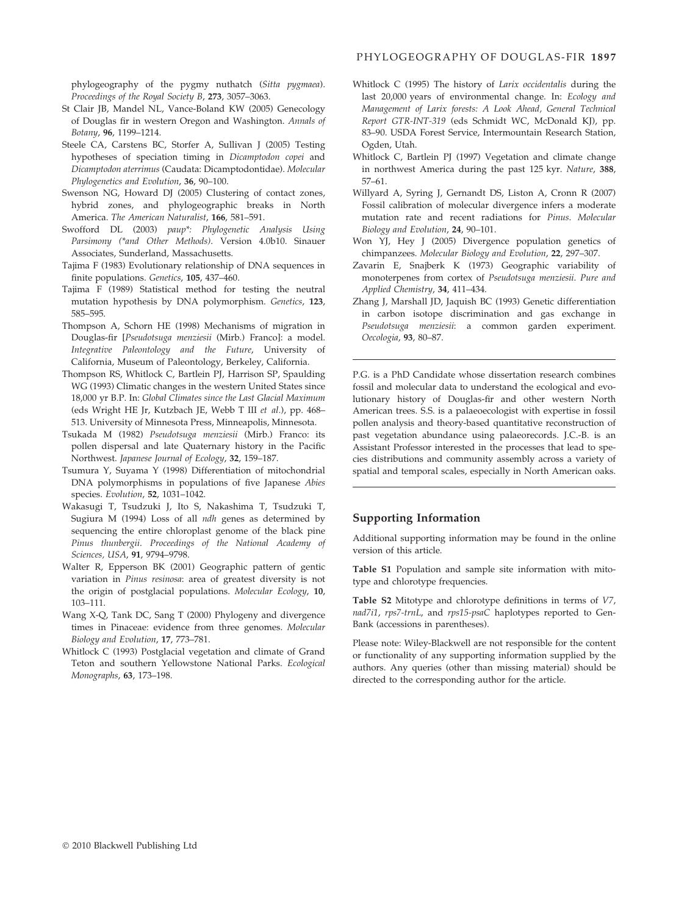phylogeography of the pygmy nuthatch (*Sitta pygmaea*). *Proceedings of the Royal Society B*, **273**, 3057–3063.

St Clair JB, Mandel NL, Vance-Boland KW (2005) Genecology of Douglas fir in western Oregon and Washington. *Annals of Botany*, **96**, 1199–1214.

Steele CA, Carstens BC, Storfer A, Sullivan J (2005) Testing hypotheses of speciation timing in *Dicamptodon copei* and *Dicamptodon aterrimus* (Caudata: Dicamptodontidae). *Molecular Phylogenetics and Evolution*, **36**, 90–100.

Swenson NG, Howard DJ (2005) Clustering of contact zones, hybrid zones, and phylogeographic breaks in North America. *The American Naturalist*, **166**, 581–591.

Swofford DL (2003) *paup\*: Phylogenetic Analysis Using Parsimony (\*and Other Methods)*. Version 4.0b10. Sinauer Associates, Sunderland, Massachusetts.

Tajima F (1983) Evolutionary relationship of DNA sequences in finite populations. *Genetics*, **105**, 437–460.

Tajima F (1989) Statistical method for testing the neutral mutation hypothesis by DNA polymorphism. *Genetics*, **123**, 585–595.

Thompson A, Schorn HE (1998) Mechanisms of migration in Douglas-fir [*Pseudotsuga menziesii* (Mirb.) Franco]: a model. *Integrative Paleontology and the Future*, University of California, Museum of Paleontology, Berkeley, California.

Thompson RS, Whitlock C, Bartlein PJ, Harrison SP, Spaulding WG (1993) Climatic changes in the western United States since 18,000 yr B.P. In: *Global Climates since the Last Glacial Maximum* (eds Wright HE Jr, Kutzbach JE, Webb T III *et al.*), pp. 468–513. University of Minnesota Press, Minneapolis, Minnesota.

Tsukada M (1982) *Pseudotsuga menziesii* (Mirb.) Franco: its pollen dispersal and late Quaternary history in the Pacific Northwest. *Japanese Journal of Ecology*, **32**, 159–187.

Tsumura Y, Suyama Y (1998) Differentiation of mitochondrial DNA polymorphisms in populations of five Japanese *Abies* species. *Evolution*, **52**, 1031–1042.

Wakasugi T, Tsudzuki J, Ito S, Nakashima T, Tsudzuki T, Sugiura M (1994) Loss of all *ndh* genes as determined by sequencing the entire chloroplast genome of the black pine *Pinus thunbergii*. *Proceedings of the National Academy of Sciences, USA*, **91**, 9794–9798.

Walter R, Epperson BK (2001) Geographic pattern of gentic variation in *Pinus resinosa*: area of greatest diversity is not the origin of postglacial populations. *Molecular Ecology*, **10**, 103–111.

Wang X-Q, Tank DC, Sang T (2000) Phylogeny and divergence times in Pinaceae: evidence from three genomes. *Molecular Biology and Evolution*, **17**, 773–781.

Whitlock C (1993) Postglacial vegetation and climate of Grand Teton and southern Yellowstone National Parks. *Ecological Monographs*, **63**, 173–198.

Whitlock C (1995) The history of *Larix occidentalis* during the last 20,000 years of environmental change. In: *Ecology and Management of Larix forests: A Look Ahead, General Technical Report GTR-INT-319* (eds Schmidt WC, McDonald KJ), pp. 83–90. USDA Forest Service, Intermountain Research Station, Ogden, Utah.

Whitlock C, Bartlein PJ (1997) Vegetation and climate change in northwest America during the past 125 kyr. *Nature*, **388**, 57–61.

Willyard A, Syring J, Gernandt DS, Liston A, Cronn R (2007) Fossil calibration of molecular divergence infers a moderate mutation rate and recent radiations for *Pinus*. *Molecular Biology and Evolution*, **24**, 90–101.

Won YJ, Hey J (2005) Divergence population genetics of chimpanzees. *Molecular Biology and Evolution*, **22**, 297–307.

Zavarin E, Snajberk K (1973) Geographic variability of monoterpenes from cortex of *Pseudotsuga menziesii*. *Pure and Applied Chemistry*, **34**, 411–434.

Zhang J, Marshall JD, Jaquish BC (1993) Genetic differentiation in carbon isotope discrimination and gas exchange in *Pseudotsuga menziesii*: a common garden experiment. *Oecologia*, **93**, 80–87.

---

P.G. is a PhD Candidate whose dissertation research combines fossil and molecular data to understand the ecological and evolutionary history of Douglas-fir and other western North American trees. S.S. is a palaeoecologist with expertise in fossil pollen analysis and theory-based quantitative reconstruction of past vegetation abundance using palaeorecords. J.C.-B. is an Assistant Professor interested in the processes that lead to species distributions and community assembly across a variety of spatial and temporal scales, especially in North American oaks.

---

## Supporting Information

Additional supporting information may be found in the online version of this article.

**Table S1** Population and sample site information with mitotype and chlorotype frequencies.

**Table S2** Mitotype and chlorotype definitions in terms of *V7*, *nad7i1*, *rps7-trnL*, and *rps15-psaC* haplotypes reported to GenBank (accessions in parentheses).

Please note: Wiley-Blackwell are not responsible for the content or functionality of any supporting information supplied by the authors. Any queries (other than missing material) should be directed to the corresponding author for the article.